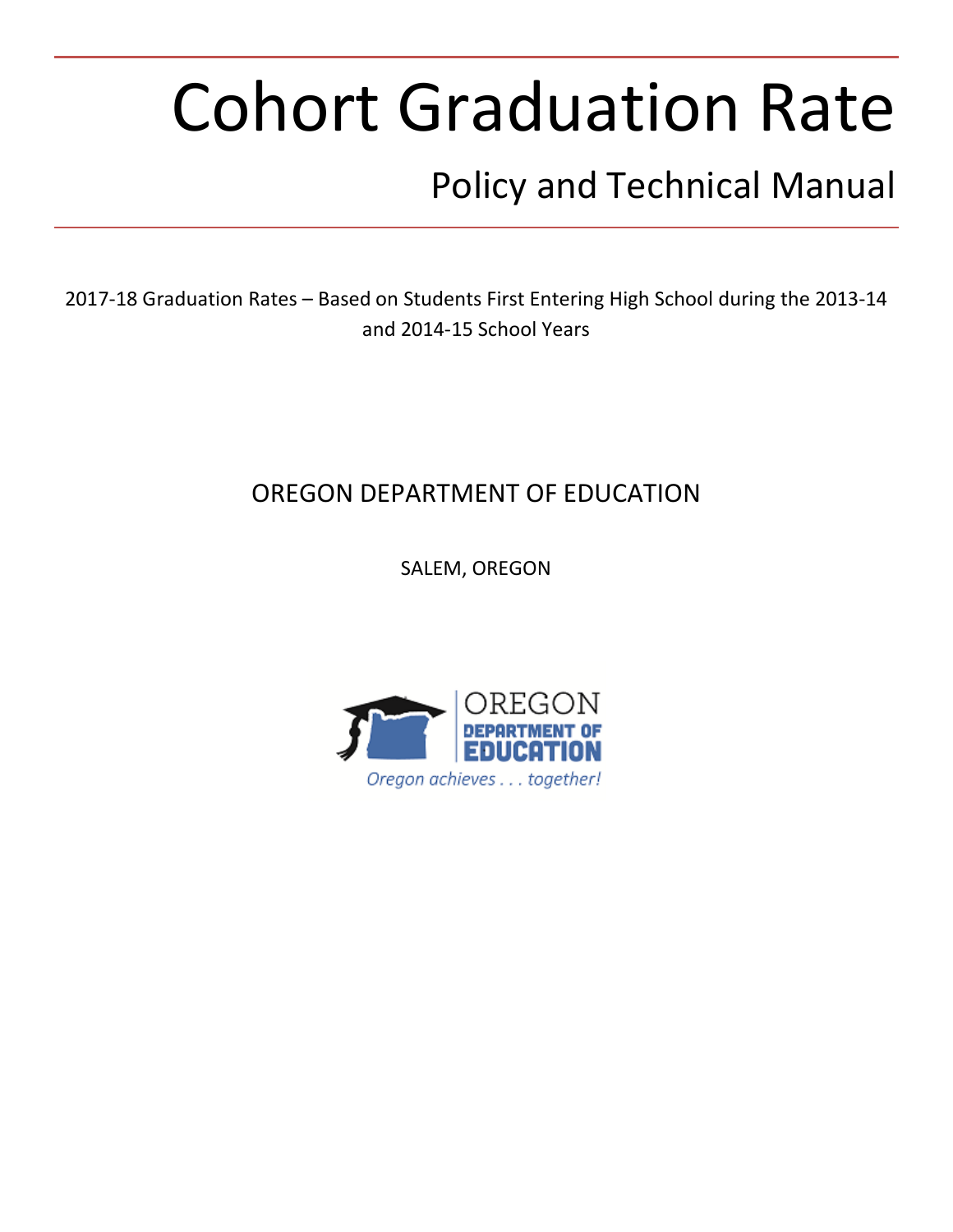# Cohort Graduation Rate

## Policy and Technical Manual

2017-18 Graduation Rates – Based on Students First Entering High School during the 2013-14 and 2014-15 School Years

OREGON DEPARTMENT OF EDUCATION

SALEM, OREGON

OREGON DEPARTMENT OF EDUCATION

Oregon achieves . . . together!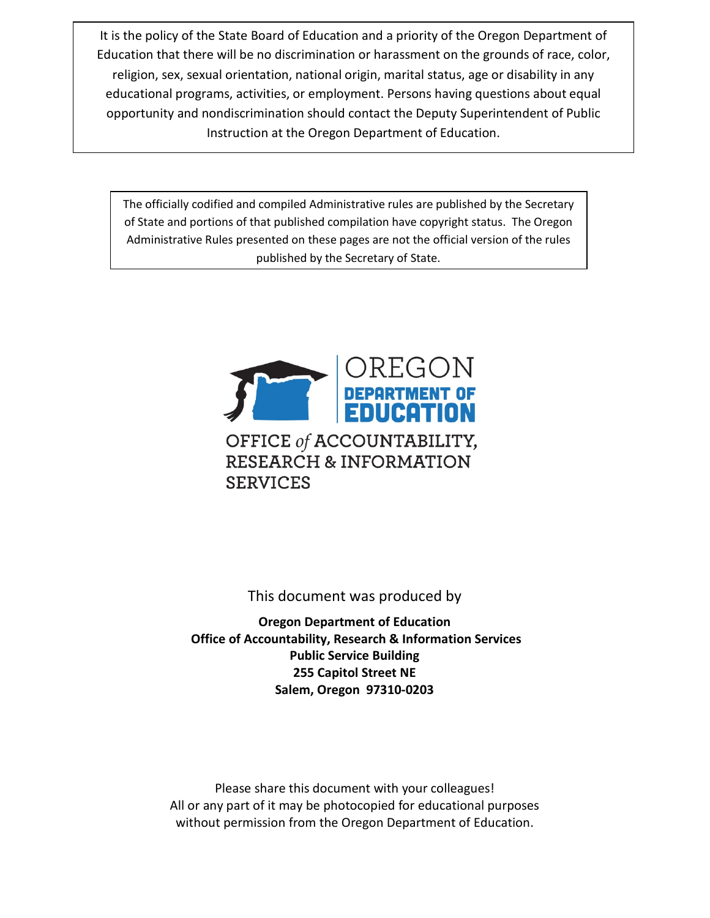It is the policy of the State Board of Education and a priority of the Oregon Department of Education that there will be no discrimination or harassment on the grounds of race, color, religion, sex, sexual orientation, national origin, marital status, age or disability in any educational programs, activities, or employment. Persons having questions about equal opportunity and nondiscrimination should contact the Deputy Superintendent of Public Instruction at the Oregon Department of Education.

The officially codified and compiled Administrative rules are published by the Secretary of State and portions of that published compilation have copyright status. The Oregon Administrative Rules presented on these pages are not the official version of the rules published by the Secretary of State.

OREGON DEPARTMENT OF EDUCATION

OFFICE *of* ACCOUNTABILITY, RESEARCH & INFORMATION SERVICES

This document was produced by

**Oregon Department of Education**
**Office of Accountability, Research & Information Services**
**Public Service Building**
**255 Capitol Street NE**
**Salem, Oregon 97310-0203**

Please share this document with your colleagues!
All or any part of it may be photocopied for educational purposes without permission from the Oregon Department of Education.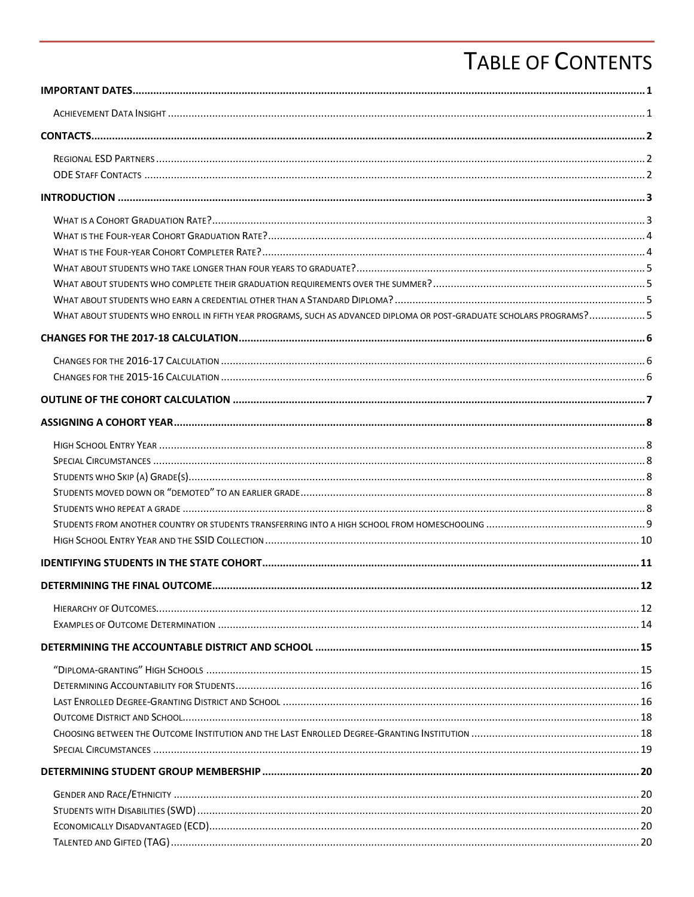# TABLE OF CONTENTS

**IMPORTANT DATES** .......... 1

- ACHIEVEMENT DATA INSIGHT .......... 1

**CONTACTS** .......... 2

- REGIONAL ESD PARTNERS .......... 2
- ODE STAFF CONTACTS .......... 2

**INTRODUCTION** .......... 3

- WHAT IS A COHORT GRADUATION RATE? .......... 3
- WHAT IS THE FOUR-YEAR COHORT GRADUATION RATE? .......... 4
- WHAT IS THE FOUR-YEAR COHORT COMPLETER RATE? .......... 4
- WHAT ABOUT STUDENTS WHO TAKE LONGER THAN FOUR YEARS TO GRADUATE? .......... 5
- WHAT ABOUT STUDENTS WHO COMPLETE THEIR GRADUATION REQUIREMENTS OVER THE SUMMER? .......... 5
- WHAT ABOUT STUDENTS WHO EARN A CREDENTIAL OTHER THAN A STANDARD DIPLOMA? .......... 5
- WHAT ABOUT STUDENTS WHO ENROLL IN FIFTH YEAR PROGRAMS, SUCH AS ADVANCED DIPLOMA OR POST-GRADUATE SCHOLARS PROGRAMS? .......... 5

**CHANGES FOR THE 2017-18 CALCULATION** .......... 6

- CHANGES FOR THE 2016-17 CALCULATION .......... 6
- CHANGES FOR THE 2015-16 CALCULATION .......... 6

**OUTLINE OF THE COHORT CALCULATION** .......... 7

**ASSIGNING A COHORT YEAR** .......... 8

- HIGH SCHOOL ENTRY YEAR .......... 8
- SPECIAL CIRCUMSTANCES .......... 8
- STUDENTS WHO SKIP (A) GRADE(S) .......... 8
- STUDENTS MOVED DOWN OR "DEMOTED" TO AN EARLIER GRADE .......... 8
- STUDENTS WHO REPEAT A GRADE .......... 8
- STUDENTS FROM ANOTHER COUNTRY OR STUDENTS TRANSFERRING INTO A HIGH SCHOOL FROM HOMESCHOOLING .......... 9
- HIGH SCHOOL ENTRY YEAR AND THE SSID COLLECTION .......... 10

**IDENTIFYING STUDENTS IN THE STATE COHORT** .......... 11

**DETERMINING THE FINAL OUTCOME** .......... 12

- HIERARCHY OF OUTCOMES .......... 12
- EXAMPLES OF OUTCOME DETERMINATION .......... 14

**DETERMINING THE ACCOUNTABLE DISTRICT AND SCHOOL** .......... 15

- "DIPLOMA-GRANTING" HIGH SCHOOLS .......... 15
- DETERMINING ACCOUNTABILITY FOR STUDENTS .......... 16
- LAST ENROLLED DEGREE-GRANTING DISTRICT AND SCHOOL .......... 16
- OUTCOME DISTRICT AND SCHOOL .......... 18
- CHOOSING BETWEEN THE OUTCOME INSTITUTION AND THE LAST ENROLLED DEGREE-GRANTING INSTITUTION .......... 18
- SPECIAL CIRCUMSTANCES .......... 19

**DETERMINING STUDENT GROUP MEMBERSHIP** .......... 20

- GENDER AND RACE/ETHNICITY .......... 20
- STUDENTS WITH DISABILITIES (SWD) .......... 20
- ECONOMICALLY DISADVANTAGED (ECD) .......... 20
- TALENTED AND GIFTED (TAG) .......... 20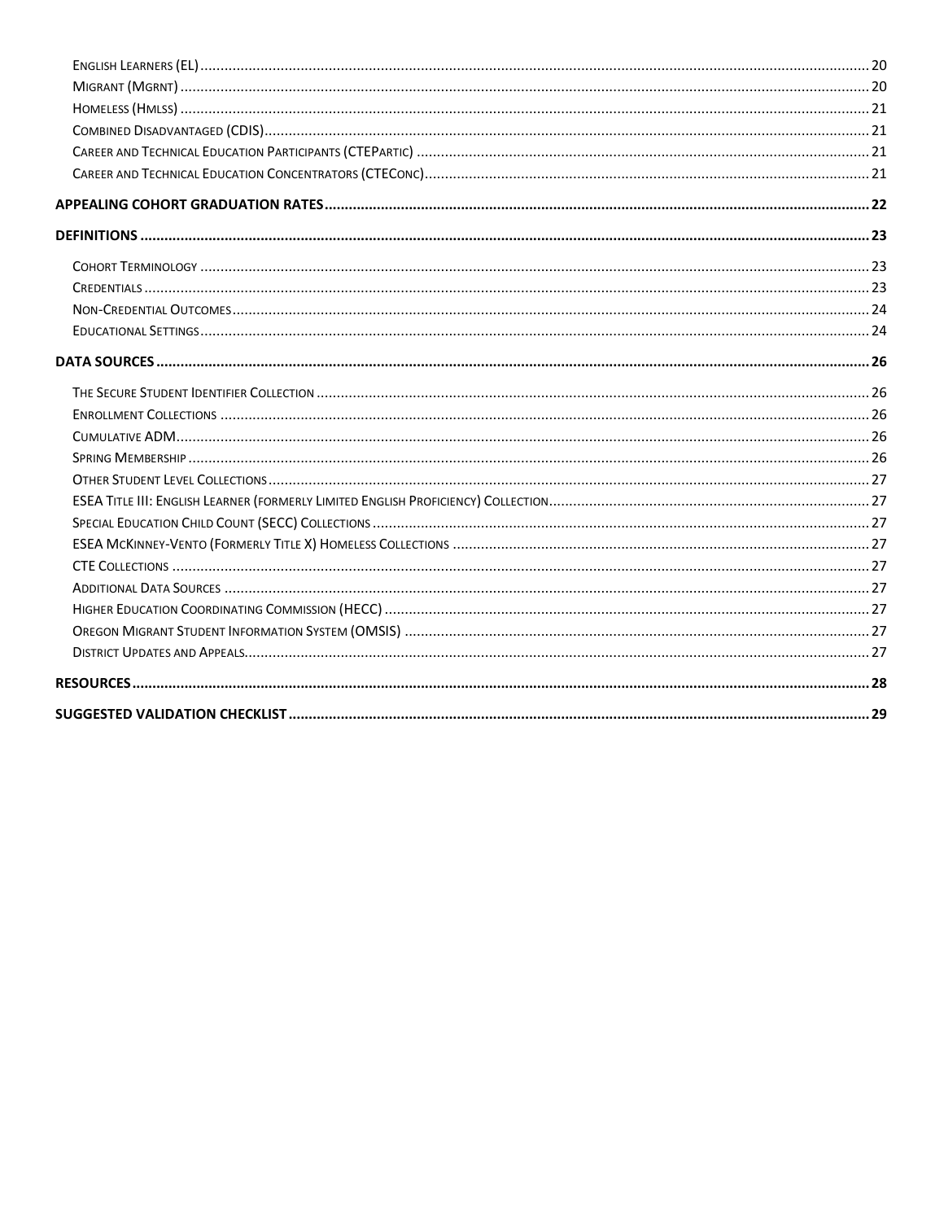English Learners (EL) ........ 20
Migrant (Mgrnt) ........ 20
Homeless (Hmlss) ........ 21
Combined Disadvantaged (CDIS) ........ 21
Career and Technical Education Participants (CTEPartic) ........ 21
Career and Technical Education Concentrators (CTEConc) ........ 21

**APPEALING COHORT GRADUATION RATES ........ 22**

**DEFINITIONS ........ 23**

Cohort Terminology ........ 23
Credentials ........ 23
Non-Credential Outcomes ........ 24
Educational Settings ........ 24

**DATA SOURCES ........ 26**

The Secure Student Identifier Collection ........ 26
Enrollment Collections ........ 26
Cumulative ADM ........ 26
Spring Membership ........ 26
Other Student Level Collections ........ 27
ESEA Title III: English Learner (formerly Limited English Proficiency) Collection ........ 27
Special Education Child Count (SECC) Collections ........ 27
ESEA McKinney-Vento (Formerly Title X) Homeless Collections ........ 27
CTE Collections ........ 27
Additional Data Sources ........ 27
Higher Education Coordinating Commission (HECC) ........ 27
Oregon Migrant Student Information System (OMSIS) ........ 27
District Updates and Appeals ........ 27

**RESOURCES ........ 28**

**SUGGESTED VALIDATION CHECKLIST ........ 29**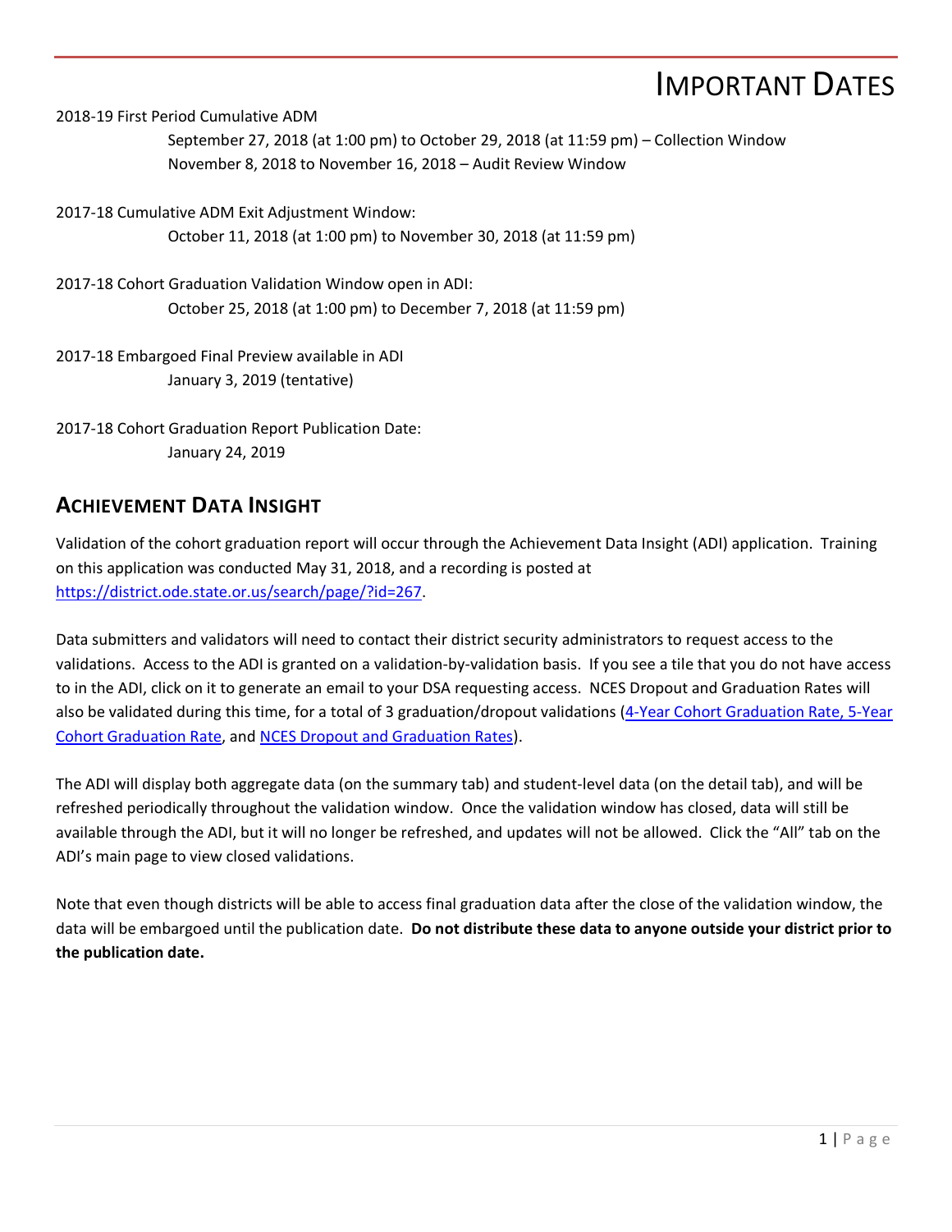# Important Dates

2018-19 First Period Cumulative ADM

September 27, 2018 (at 1:00 pm) to October 29, 2018 (at 11:59 pm) – Collection Window
November 8, 2018 to November 16, 2018 – Audit Review Window

2017-18 Cumulative ADM Exit Adjustment Window:

October 11, 2018 (at 1:00 pm) to November 30, 2018 (at 11:59 pm)

2017-18 Cohort Graduation Validation Window open in ADI:

October 25, 2018 (at 1:00 pm) to December 7, 2018 (at 11:59 pm)

2017-18 Embargoed Final Preview available in ADI

January 3, 2019 (tentative)

2017-18 Cohort Graduation Report Publication Date:

January 24, 2019

## Achievement Data Insight

Validation of the cohort graduation report will occur through the Achievement Data Insight (ADI) application. Training on this application was conducted May 31, 2018, and a recording is posted at https://district.ode.state.or.us/search/page/?id=267.

Data submitters and validators will need to contact their district security administrators to request access to the validations. Access to the ADI is granted on a validation-by-validation basis. If you see a tile that you do not have access to in the ADI, click on it to generate an email to your DSA requesting access. NCES Dropout and Graduation Rates will also be validated during this time, for a total of 3 graduation/dropout validations (4-Year Cohort Graduation Rate, 5-Year Cohort Graduation Rate, and NCES Dropout and Graduation Rates).

The ADI will display both aggregate data (on the summary tab) and student-level data (on the detail tab), and will be refreshed periodically throughout the validation window. Once the validation window has closed, data will still be available through the ADI, but it will no longer be refreshed, and updates will not be allowed. Click the "All" tab on the ADI's main page to view closed validations.

Note that even though districts will be able to access final graduation data after the close of the validation window, the data will be embargoed until the publication date. **Do not distribute these data to anyone outside your district prior to the publication date.**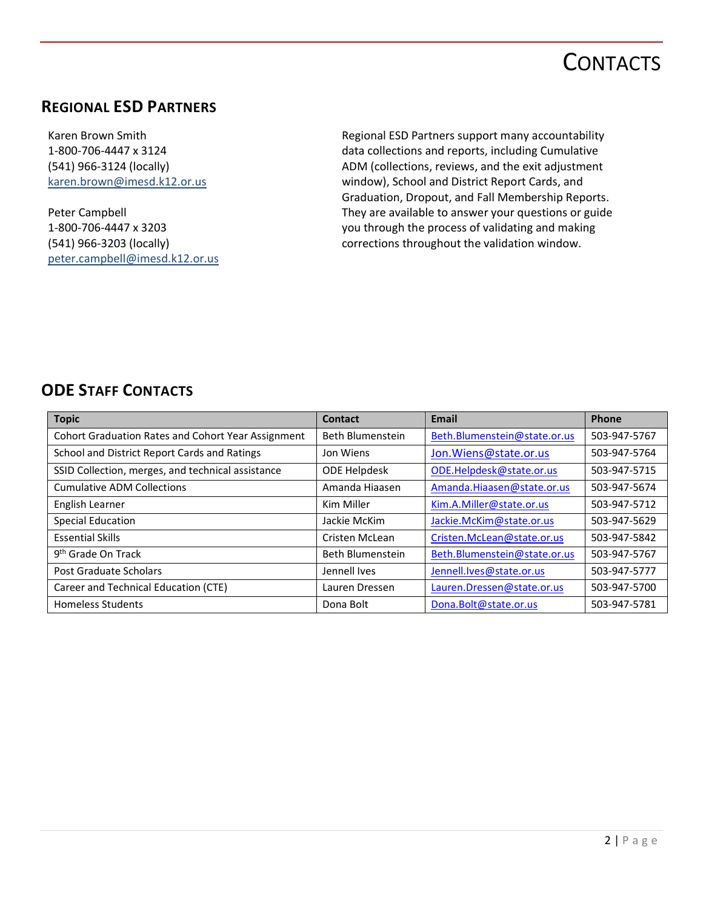# Contacts

## Regional ESD Partners

Karen Brown Smith
1-800-706-4447 x 3124
(541) 966-3124 (locally)
karen.brown@imesd.k12.or.us

Peter Campbell
1-800-706-4447 x 3203
(541) 966-3203 (locally)
peter.campbell@imesd.k12.or.us

Regional ESD Partners support many accountability data collections and reports, including Cumulative ADM (collections, reviews, and the exit adjustment window), School and District Report Cards, and Graduation, Dropout, and Fall Membership Reports. They are available to answer your questions or guide you through the process of validating and making corrections throughout the validation window.

## ODE Staff Contacts

| Topic | Contact | Email | Phone |
|---|---|---|---|
| Cohort Graduation Rates and Cohort Year Assignment | Beth Blumenstein | Beth.Blumenstein@state.or.us | 503-947-5767 |
| School and District Report Cards and Ratings | Jon Wiens | Jon.Wiens@state.or.us | 503-947-5764 |
| SSID Collection, merges, and technical assistance | ODE Helpdesk | ODE.Helpdesk@state.or.us | 503-947-5715 |
| Cumulative ADM Collections | Amanda Hiaasen | Amanda.Hiaasen@state.or.us | 503-947-5674 |
| English Learner | Kim Miller | Kim.A.Miller@state.or.us | 503-947-5712 |
| Special Education | Jackie McKim | Jackie.McKim@state.or.us | 503-947-5629 |
| Essential Skills | Cristen McLean | Cristen.McLean@state.or.us | 503-947-5842 |
| 9th Grade On Track | Beth Blumenstein | Beth.Blumenstein@state.or.us | 503-947-5767 |
| Post Graduate Scholars | Jennell Ives | Jennell.Ives@state.or.us | 503-947-5777 |
| Career and Technical Education (CTE) | Lauren Dressen | Lauren.Dressen@state.or.us | 503-947-5700 |
| Homeless Students | Dona Bolt | Dona.Bolt@state.or.us | 503-947-5781 |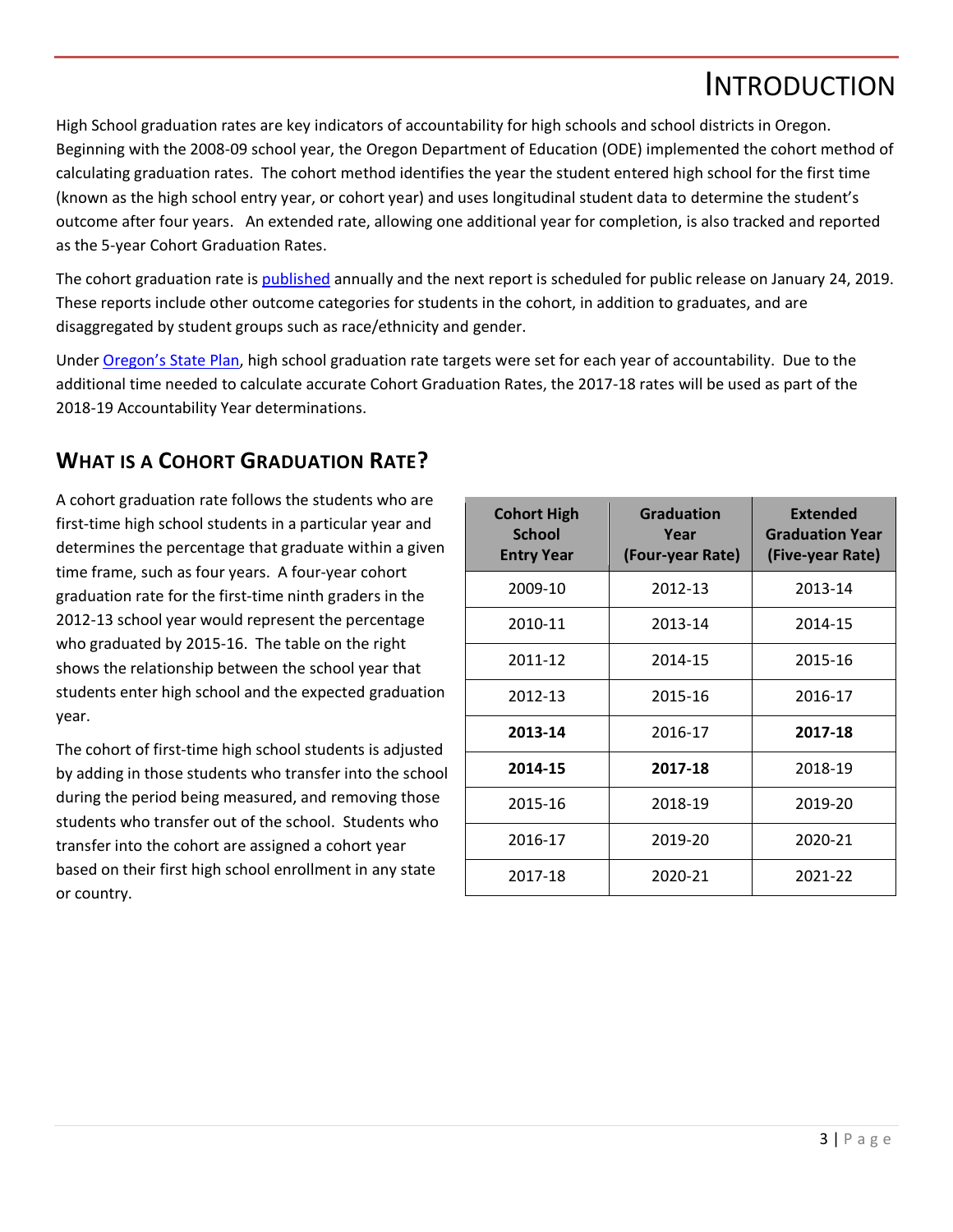# INTRODUCTION

High School graduation rates are key indicators of accountability for high schools and school districts in Oregon. Beginning with the 2008-09 school year, the Oregon Department of Education (ODE) implemented the cohort method of calculating graduation rates. The cohort method identifies the year the student entered high school for the first time (known as the high school entry year, or cohort year) and uses longitudinal student data to determine the student's outcome after four years. An extended rate, allowing one additional year for completion, is also tracked and reported as the 5-year Cohort Graduation Rates.

The cohort graduation rate is published annually and the next report is scheduled for public release on January 24, 2019. These reports include other outcome categories for students in the cohort, in addition to graduates, and are disaggregated by student groups such as race/ethnicity and gender.

Under Oregon's State Plan, high school graduation rate targets were set for each year of accountability. Due to the additional time needed to calculate accurate Cohort Graduation Rates, the 2017-18 rates will be used as part of the 2018-19 Accountability Year determinations.

## WHAT IS A COHORT GRADUATION RATE?

A cohort graduation rate follows the students who are first-time high school students in a particular year and determines the percentage that graduate within a given time frame, such as four years. A four-year cohort graduation rate for the first-time ninth graders in the 2012-13 school year would represent the percentage who graduated by 2015-16. The table on the right shows the relationship between the school year that students enter high school and the expected graduation year.

The cohort of first-time high school students is adjusted by adding in those students who transfer into the school during the period being measured, and removing those students who transfer out of the school. Students who transfer into the cohort are assigned a cohort year based on their first high school enrollment in any state or country.

| Cohort High School Entry Year | Graduation Year (Four-year Rate) | Extended Graduation Year (Five-year Rate) |
|---|---|---|
| 2009-10 | 2012-13 | 2013-14 |
| 2010-11 | 2013-14 | 2014-15 |
| 2011-12 | 2014-15 | 2015-16 |
| 2012-13 | 2015-16 | 2016-17 |
| **2013-14** | 2016-17 | **2017-18** |
| **2014-15** | **2017-18** | 2018-19 |
| 2015-16 | 2018-19 | 2019-20 |
| 2016-17 | 2019-20 | 2020-21 |
| 2017-18 | 2020-21 | 2021-22 |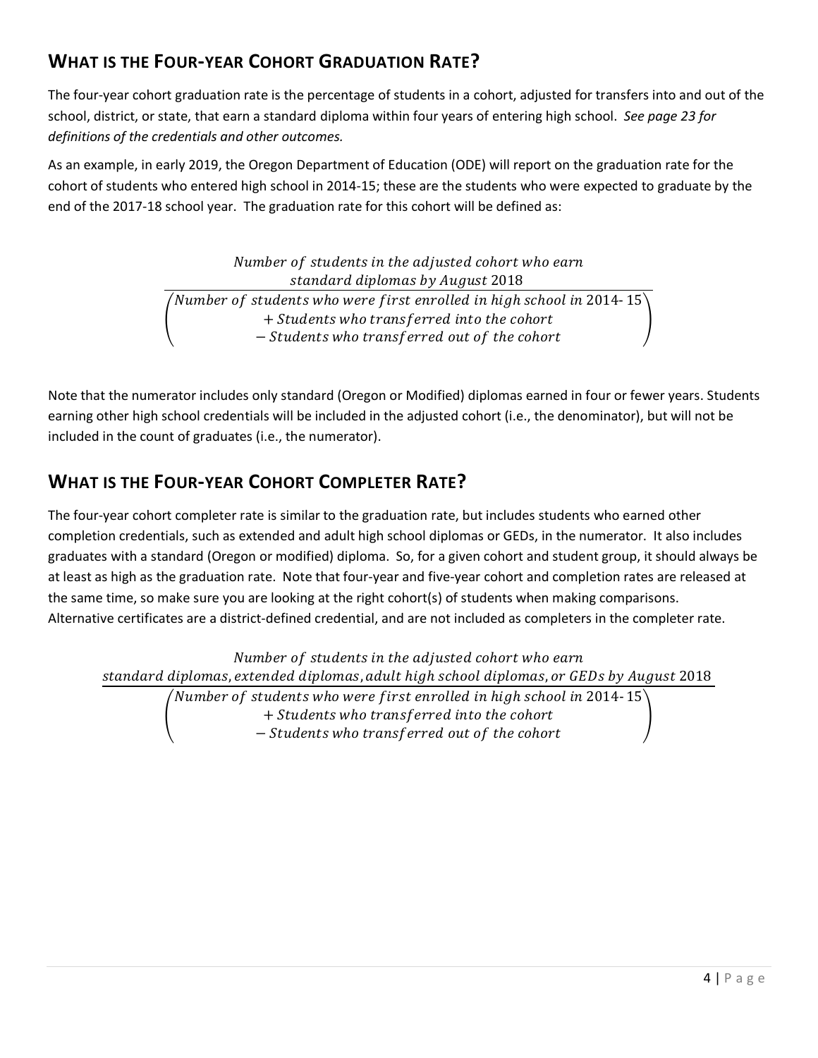## WHAT IS THE FOUR-YEAR COHORT GRADUATION RATE?

The four-year cohort graduation rate is the percentage of students in a cohort, adjusted for transfers into and out of the school, district, or state, that earn a standard diploma within four years of entering high school. *See page 23 for definitions of the credentials and other outcomes.*

As an example, in early 2019, the Oregon Department of Education (ODE) will report on the graduation rate for the cohort of students who entered high school in 2014-15; these are the students who were expected to graduate by the end of the 2017-18 school year. The graduation rate for this cohort will be defined as:

$$\frac{\begin{matrix} \textit{Number of students in the adjusted cohort who earn} \\ \textit{standard diplomas by August } 2018 \end{matrix}}{\begin{pmatrix} \textit{Number of students who were first enrolled in high school in } 2014\text{-}15 \\ + \textit{Students who transferred into the cohort} \\ - \textit{Students who transferred out of the cohort} \end{pmatrix}}$$

Note that the numerator includes only standard (Oregon or Modified) diplomas earned in four or fewer years. Students earning other high school credentials will be included in the adjusted cohort (i.e., the denominator), but will not be included in the count of graduates (i.e., the numerator).

## WHAT IS THE FOUR-YEAR COHORT COMPLETER RATE?

The four-year cohort completer rate is similar to the graduation rate, but includes students who earned other completion credentials, such as extended and adult high school diplomas or GEDs, in the numerator. It also includes graduates with a standard (Oregon or modified) diploma. So, for a given cohort and student group, it should always be at least as high as the graduation rate. Note that four-year and five-year cohort and completion rates are released at the same time, so make sure you are looking at the right cohort(s) of students when making comparisons. Alternative certificates are a district-defined credential, and are not included as completers in the completer rate.

$$\frac{\begin{matrix} \textit{Number of students in the adjusted cohort who earn} \\ \textit{standard diplomas, extended diplomas, adult high school diplomas, or GEDs by August } 2018 \end{matrix}}{\begin{pmatrix} \textit{Number of students who were first enrolled in high school in } 2014\text{-}15 \\ + \textit{Students who transferred into the cohort} \\ - \textit{Students who transferred out of the cohort} \end{pmatrix}}$$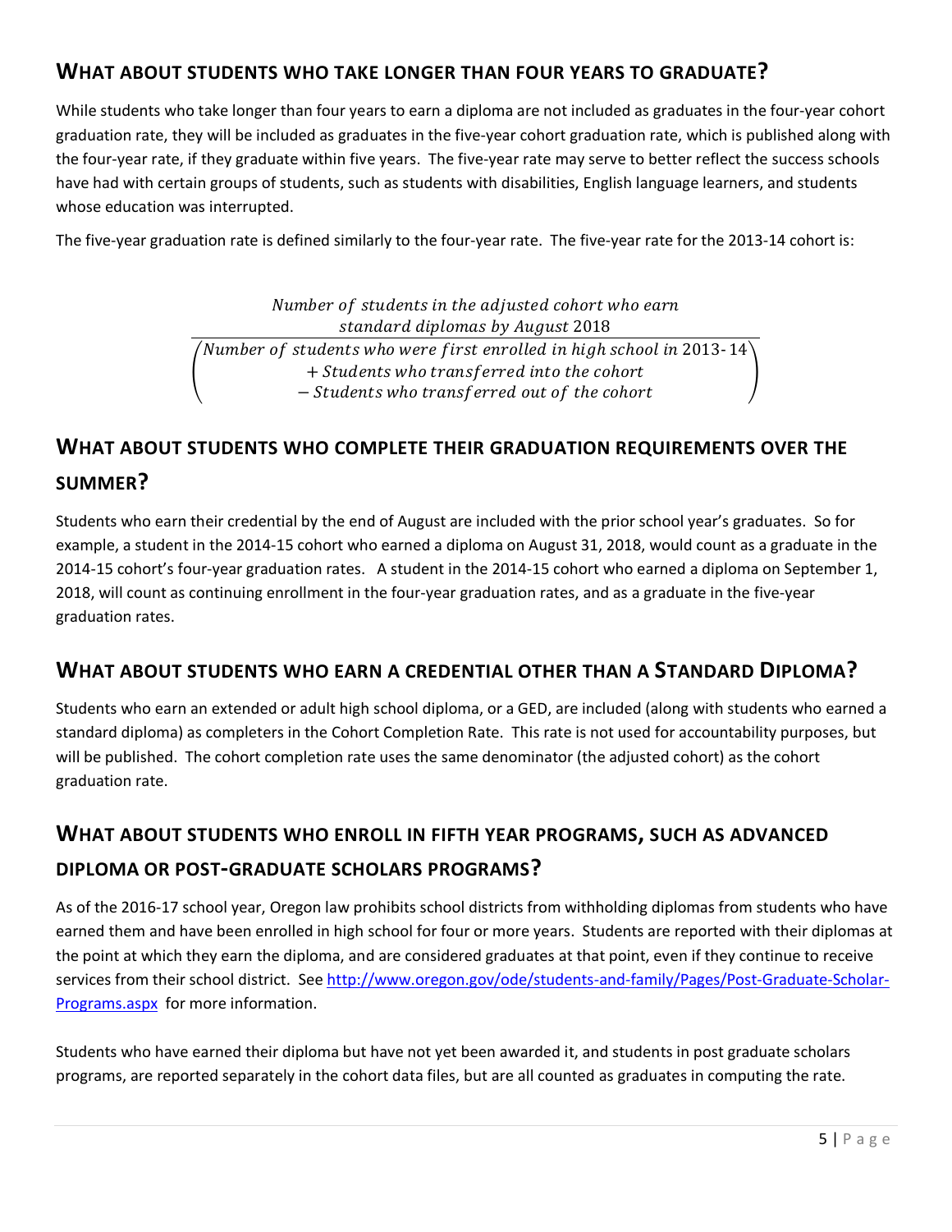## What about students who take longer than four years to graduate?

While students who take longer than four years to earn a diploma are not included as graduates in the four-year cohort graduation rate, they will be included as graduates in the five-year cohort graduation rate, which is published along with the four-year rate, if they graduate within five years. The five-year rate may serve to better reflect the success schools have had with certain groups of students, such as students with disabilities, English language learners, and students whose education was interrupted.

The five-year graduation rate is defined similarly to the four-year rate. The five-year rate for the 2013-14 cohort is:

$$\frac{\begin{gathered}\text{Number of students in the adjusted cohort who earn} \\ \text{standard diplomas by August } 2018\end{gathered}}{\begin{pmatrix}\text{Number of students who were first enrolled in high school in } 2013\text{-}14 \\ + \text{ Students who transferred into the cohort} \\ - \text{ Students who transferred out of the cohort}\end{pmatrix}}$$

## What about students who complete their graduation requirements over the summer?

Students who earn their credential by the end of August are included with the prior school year's graduates. So for example, a student in the 2014-15 cohort who earned a diploma on August 31, 2018, would count as a graduate in the 2014-15 cohort's four-year graduation rates. A student in the 2014-15 cohort who earned a diploma on September 1, 2018, will count as continuing enrollment in the four-year graduation rates, and as a graduate in the five-year graduation rates.

## What about students who earn a credential other than a Standard Diploma?

Students who earn an extended or adult high school diploma, or a GED, are included (along with students who earned a standard diploma) as completers in the Cohort Completion Rate. This rate is not used for accountability purposes, but will be published. The cohort completion rate uses the same denominator (the adjusted cohort) as the cohort graduation rate.

## What about students who enroll in fifth year programs, such as advanced diploma or post-graduate scholars programs?

As of the 2016-17 school year, Oregon law prohibits school districts from withholding diplomas from students who have earned them and have been enrolled in high school for four or more years. Students are reported with their diplomas at the point at which they earn the diploma, and are considered graduates at that point, even if they continue to receive services from their school district. See [http://www.oregon.gov/ode/students-and-family/Pages/Post-Graduate-Scholar-Programs.aspx](http://www.oregon.gov/ode/students-and-family/Pages/Post-Graduate-Scholar-Programs.aspx) for more information.

Students who have earned their diploma but have not yet been awarded it, and students in post graduate scholars programs, are reported separately in the cohort data files, but are all counted as graduates in computing the rate.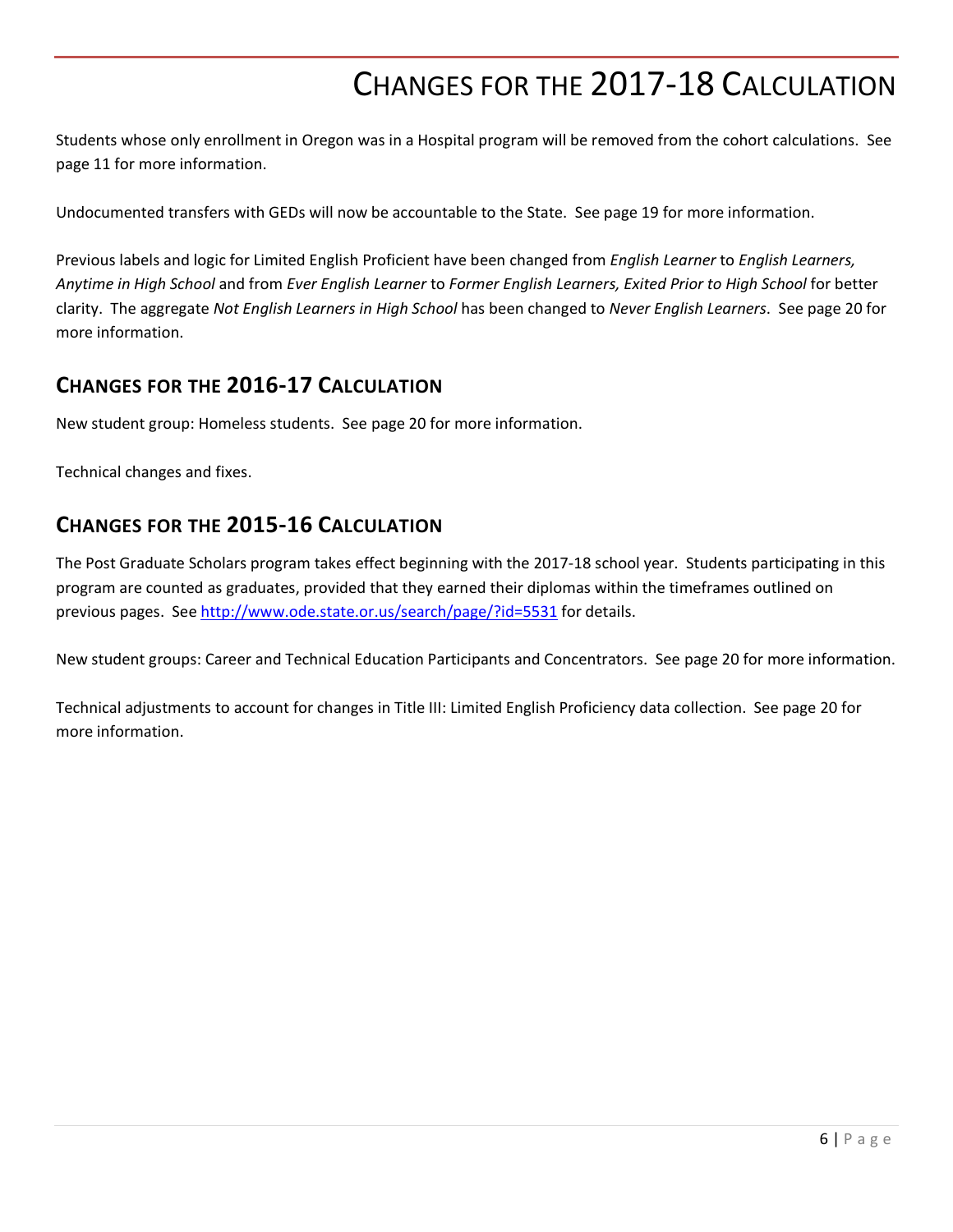# Changes for the 2017-18 Calculation

Students whose only enrollment in Oregon was in a Hospital program will be removed from the cohort calculations. See page 11 for more information.

Undocumented transfers with GEDs will now be accountable to the State. See page 19 for more information.

Previous labels and logic for Limited English Proficient have been changed from *English Learner* to *English Learners, Anytime in High School* and from *Ever English Learner* to *Former English Learners, Exited Prior to High School* for better clarity. The aggregate *Not English Learners in High School* has been changed to *Never English Learners*. See page 20 for more information.

## Changes for the 2016-17 Calculation

New student group: Homeless students. See page 20 for more information.

Technical changes and fixes.

## Changes for the 2015-16 Calculation

The Post Graduate Scholars program takes effect beginning with the 2017-18 school year. Students participating in this program are counted as graduates, provided that they earned their diplomas within the timeframes outlined on previous pages. See http://www.ode.state.or.us/search/page/?id=5531 for details.

New student groups: Career and Technical Education Participants and Concentrators. See page 20 for more information.

Technical adjustments to account for changes in Title III: Limited English Proficiency data collection. See page 20 for more information.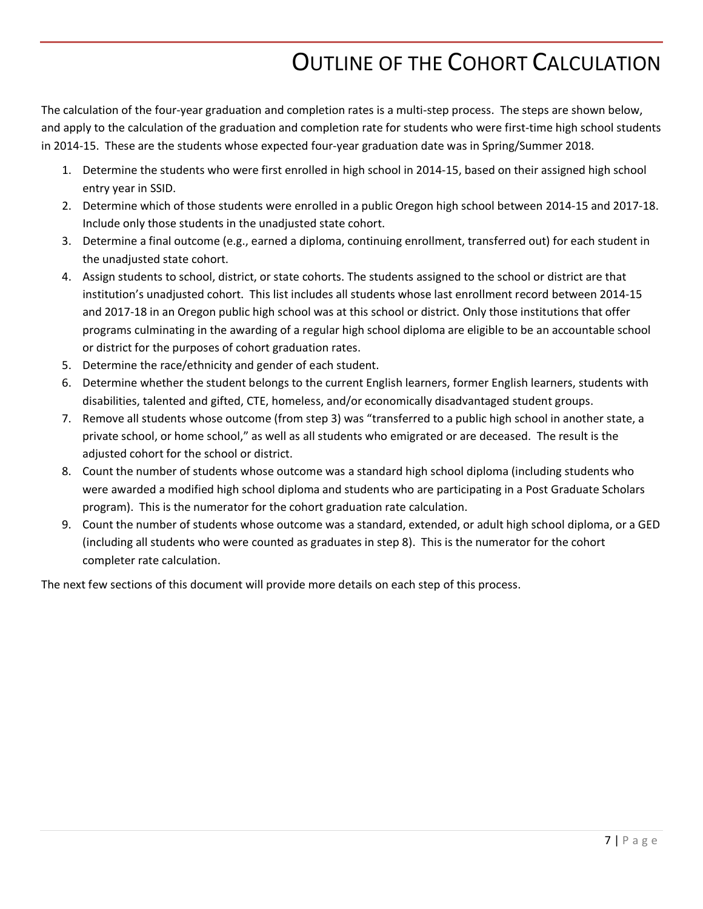# Outline of the Cohort Calculation

The calculation of the four-year graduation and completion rates is a multi-step process. The steps are shown below, and apply to the calculation of the graduation and completion rate for students who were first-time high school students in 2014-15. These are the students whose expected four-year graduation date was in Spring/Summer 2018.

1. Determine the students who were first enrolled in high school in 2014-15, based on their assigned high school entry year in SSID.
2. Determine which of those students were enrolled in a public Oregon high school between 2014-15 and 2017-18. Include only those students in the unadjusted state cohort.
3. Determine a final outcome (e.g., earned a diploma, continuing enrollment, transferred out) for each student in the unadjusted state cohort.
4. Assign students to school, district, or state cohorts. The students assigned to the school or district are that institution's unadjusted cohort. This list includes all students whose last enrollment record between 2014-15 and 2017-18 in an Oregon public high school was at this school or district. Only those institutions that offer programs culminating in the awarding of a regular high school diploma are eligible to be an accountable school or district for the purposes of cohort graduation rates.
5. Determine the race/ethnicity and gender of each student.
6. Determine whether the student belongs to the current English learners, former English learners, students with disabilities, talented and gifted, CTE, homeless, and/or economically disadvantaged student groups.
7. Remove all students whose outcome (from step 3) was "transferred to a public high school in another state, a private school, or home school," as well as all students who emigrated or are deceased. The result is the adjusted cohort for the school or district.
8. Count the number of students whose outcome was a standard high school diploma (including students who were awarded a modified high school diploma and students who are participating in a Post Graduate Scholars program). This is the numerator for the cohort graduation rate calculation.
9. Count the number of students whose outcome was a standard, extended, or adult high school diploma, or a GED (including all students who were counted as graduates in step 8). This is the numerator for the cohort completer rate calculation.

The next few sections of this document will provide more details on each step of this process.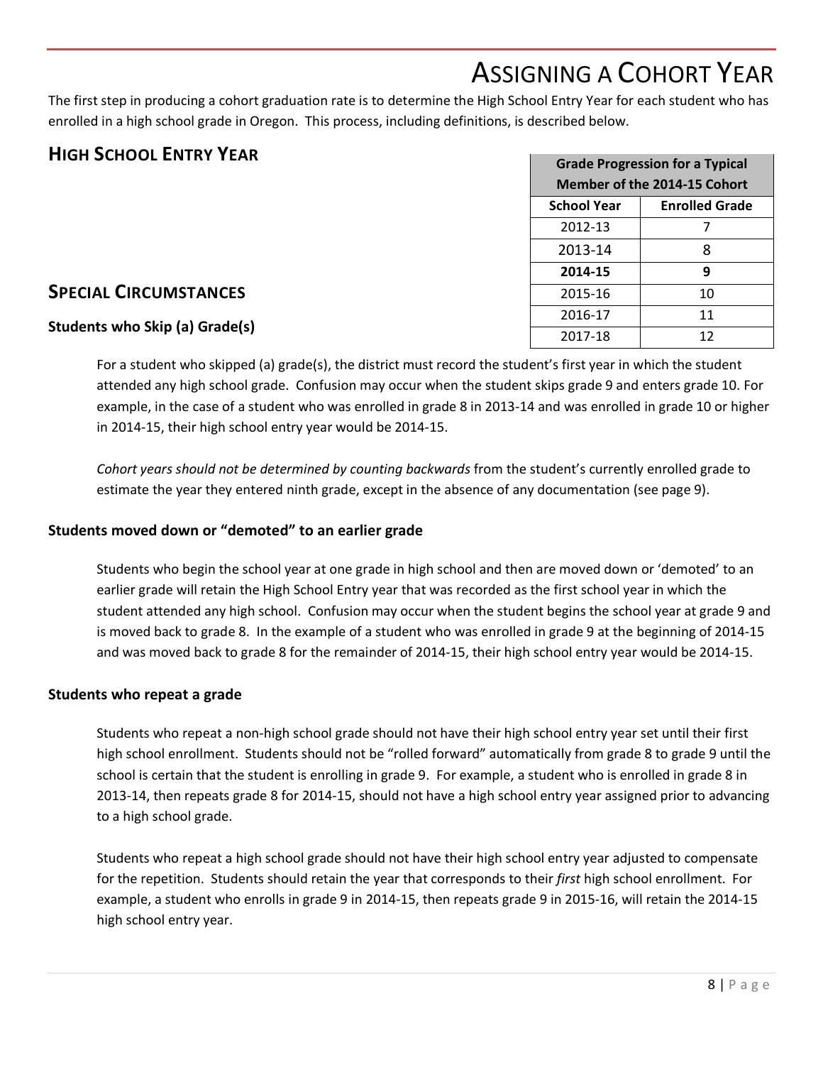# ASSIGNING A COHORT YEAR

The first step in producing a cohort graduation rate is to determine the High School Entry Year for each student who has enrolled in a high school grade in Oregon. This process, including definitions, is described below.

## HIGH SCHOOL ENTRY YEAR

| Grade Progression for a Typical Member of the 2014-15 Cohort | |
|---|---|
| **School Year** | **Enrolled Grade** |
| 2012-13 | 7 |
| 2013-14 | 8 |
| **2014-15** | **9** |
| 2015-16 | 10 |
| 2016-17 | 11 |
| 2017-18 | 12 |

## SPECIAL CIRCUMSTANCES

### Students who Skip (a) Grade(s)

For a student who skipped (a) grade(s), the district must record the student's first year in which the student attended any high school grade. Confusion may occur when the student skips grade 9 and enters grade 10. For example, in the case of a student who was enrolled in grade 8 in 2013-14 and was enrolled in grade 10 or higher in 2014-15, their high school entry year would be 2014-15.

*Cohort years should not be determined by counting backwards* from the student's currently enrolled grade to estimate the year they entered ninth grade, except in the absence of any documentation (see page 9).

### Students moved down or "demoted" to an earlier grade

Students who begin the school year at one grade in high school and then are moved down or 'demoted' to an earlier grade will retain the High School Entry year that was recorded as the first school year in which the student attended any high school. Confusion may occur when the student begins the school year at grade 9 and is moved back to grade 8. In the example of a student who was enrolled in grade 9 at the beginning of 2014-15 and was moved back to grade 8 for the remainder of 2014-15, their high school entry year would be 2014-15.

### Students who repeat a grade

Students who repeat a non-high school grade should not have their high school entry year set until their first high school enrollment. Students should not be "rolled forward" automatically from grade 8 to grade 9 until the school is certain that the student is enrolling in grade 9. For example, a student who is enrolled in grade 8 in 2013-14, then repeats grade 8 for 2014-15, should not have a high school entry year assigned prior to advancing to a high school grade.

Students who repeat a high school grade should not have their high school entry year adjusted to compensate for the repetition. Students should retain the year that corresponds to their *first* high school enrollment. For example, a student who enrolls in grade 9 in 2014-15, then repeats grade 9 in 2015-16, will retain the 2014-15 high school entry year.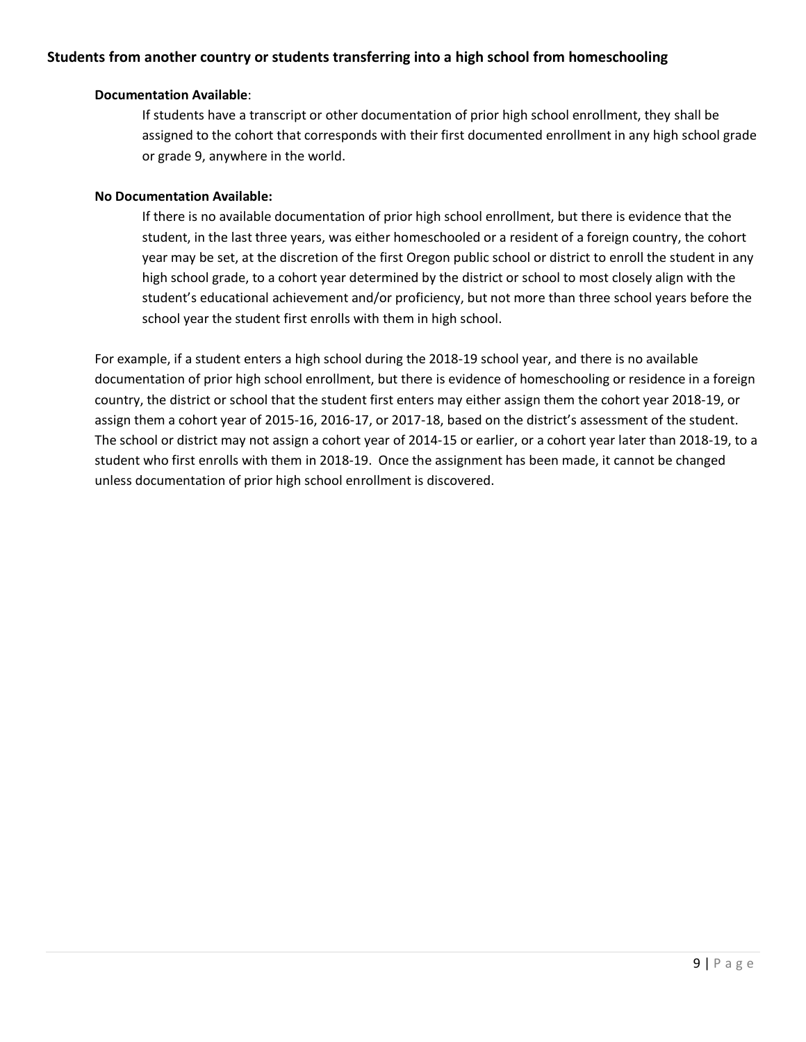### Students from another country or students transferring into a high school from homeschooling

**Documentation Available**:

If students have a transcript or other documentation of prior high school enrollment, they shall be assigned to the cohort that corresponds with their first documented enrollment in any high school grade or grade 9, anywhere in the world.

**No Documentation Available:**

If there is no available documentation of prior high school enrollment, but there is evidence that the student, in the last three years, was either homeschooled or a resident of a foreign country, the cohort year may be set, at the discretion of the first Oregon public school or district to enroll the student in any high school grade, to a cohort year determined by the district or school to most closely align with the student's educational achievement and/or proficiency, but not more than three school years before the school year the student first enrolls with them in high school.

For example, if a student enters a high school during the 2018-19 school year, and there is no available documentation of prior high school enrollment, but there is evidence of homeschooling or residence in a foreign country, the district or school that the student first enters may either assign them the cohort year 2018-19, or assign them a cohort year of 2015-16, 2016-17, or 2017-18, based on the district's assessment of the student. The school or district may not assign a cohort year of 2014-15 or earlier, or a cohort year later than 2018-19, to a student who first enrolls with them in 2018-19. Once the assignment has been made, it cannot be changed unless documentation of prior high school enrollment is discovered.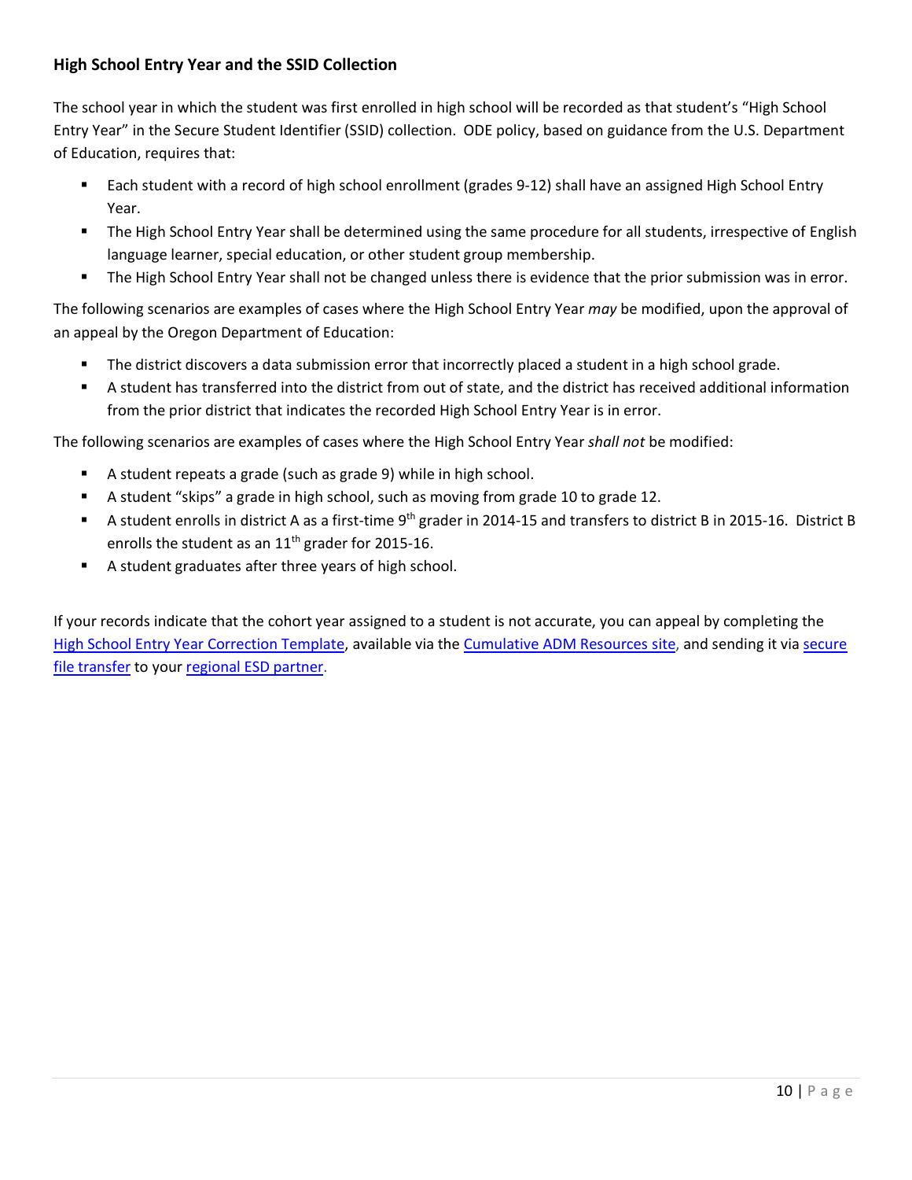### High School Entry Year and the SSID Collection

The school year in which the student was first enrolled in high school will be recorded as that student's "High School Entry Year" in the Secure Student Identifier (SSID) collection. ODE policy, based on guidance from the U.S. Department of Education, requires that:

- Each student with a record of high school enrollment (grades 9-12) shall have an assigned High School Entry Year.
- The High School Entry Year shall be determined using the same procedure for all students, irrespective of English language learner, special education, or other student group membership.
- The High School Entry Year shall not be changed unless there is evidence that the prior submission was in error.

The following scenarios are examples of cases where the High School Entry Year *may* be modified, upon the approval of an appeal by the Oregon Department of Education:

- The district discovers a data submission error that incorrectly placed a student in a high school grade.
- A student has transferred into the district from out of state, and the district has received additional information from the prior district that indicates the recorded High School Entry Year is in error.

The following scenarios are examples of cases where the High School Entry Year *shall not* be modified:

- A student repeats a grade (such as grade 9) while in high school.
- A student "skips" a grade in high school, such as moving from grade 10 to grade 12.
- A student enrolls in district A as a first-time 9th grader in 2014-15 and transfers to district B in 2015-16. District B enrolls the student as an 11th grader for 2015-16.
- A student graduates after three years of high school.

If your records indicate that the cohort year assigned to a student is not accurate, you can appeal by completing the High School Entry Year Correction Template, available via the Cumulative ADM Resources site, and sending it via secure file transfer to your regional ESD partner.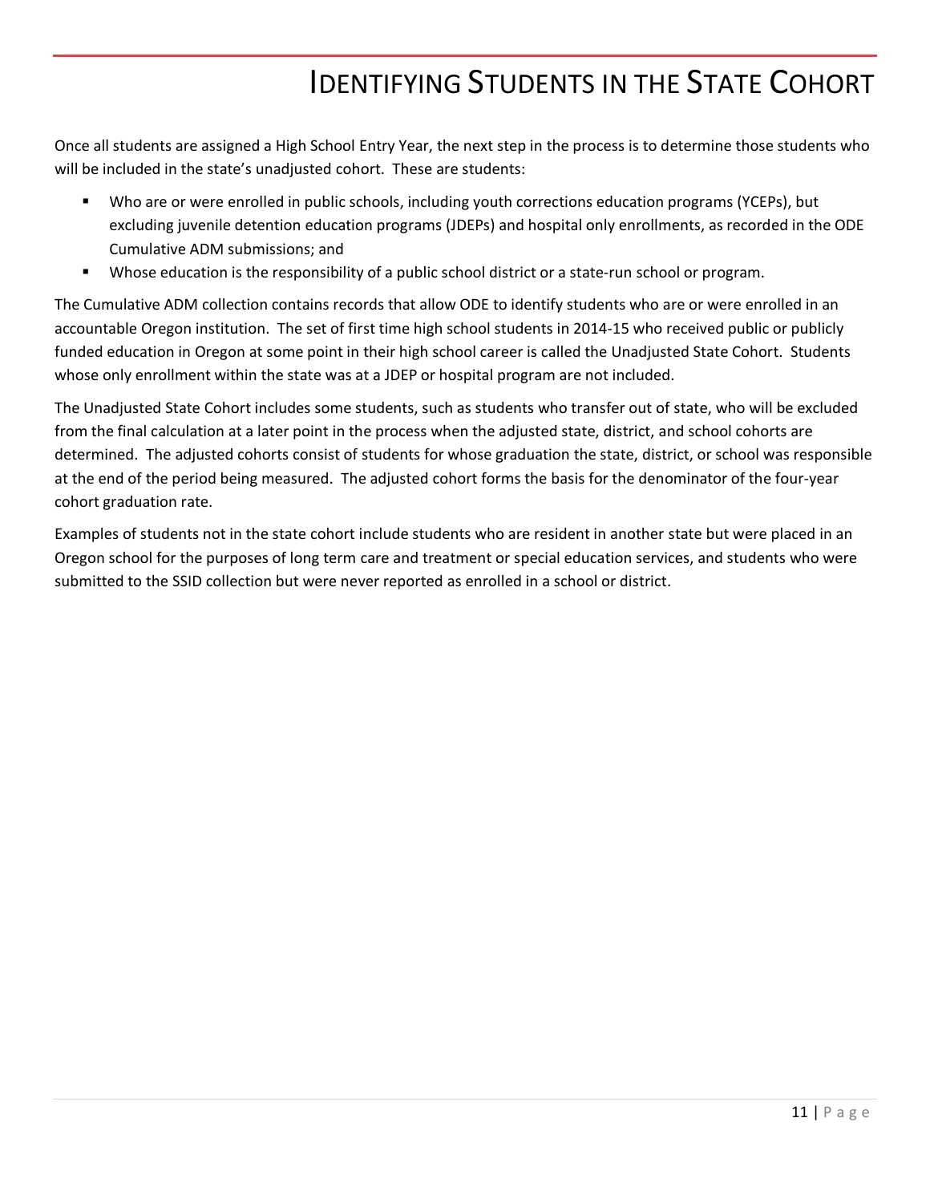# Identifying Students in the State Cohort

Once all students are assigned a High School Entry Year, the next step in the process is to determine those students who will be included in the state's unadjusted cohort. These are students:

- Who are or were enrolled in public schools, including youth corrections education programs (YCEPs), but excluding juvenile detention education programs (JDEPs) and hospital only enrollments, as recorded in the ODE Cumulative ADM submissions; and
- Whose education is the responsibility of a public school district or a state-run school or program.

The Cumulative ADM collection contains records that allow ODE to identify students who are or were enrolled in an accountable Oregon institution. The set of first time high school students in 2014-15 who received public or publicly funded education in Oregon at some point in their high school career is called the Unadjusted State Cohort. Students whose only enrollment within the state was at a JDEP or hospital program are not included.

The Unadjusted State Cohort includes some students, such as students who transfer out of state, who will be excluded from the final calculation at a later point in the process when the adjusted state, district, and school cohorts are determined. The adjusted cohorts consist of students for whose graduation the state, district, or school was responsible at the end of the period being measured. The adjusted cohort forms the basis for the denominator of the four-year cohort graduation rate.

Examples of students not in the state cohort include students who are resident in another state but were placed in an Oregon school for the purposes of long term care and treatment or special education services, and students who were submitted to the SSID collection but were never reported as enrolled in a school or district.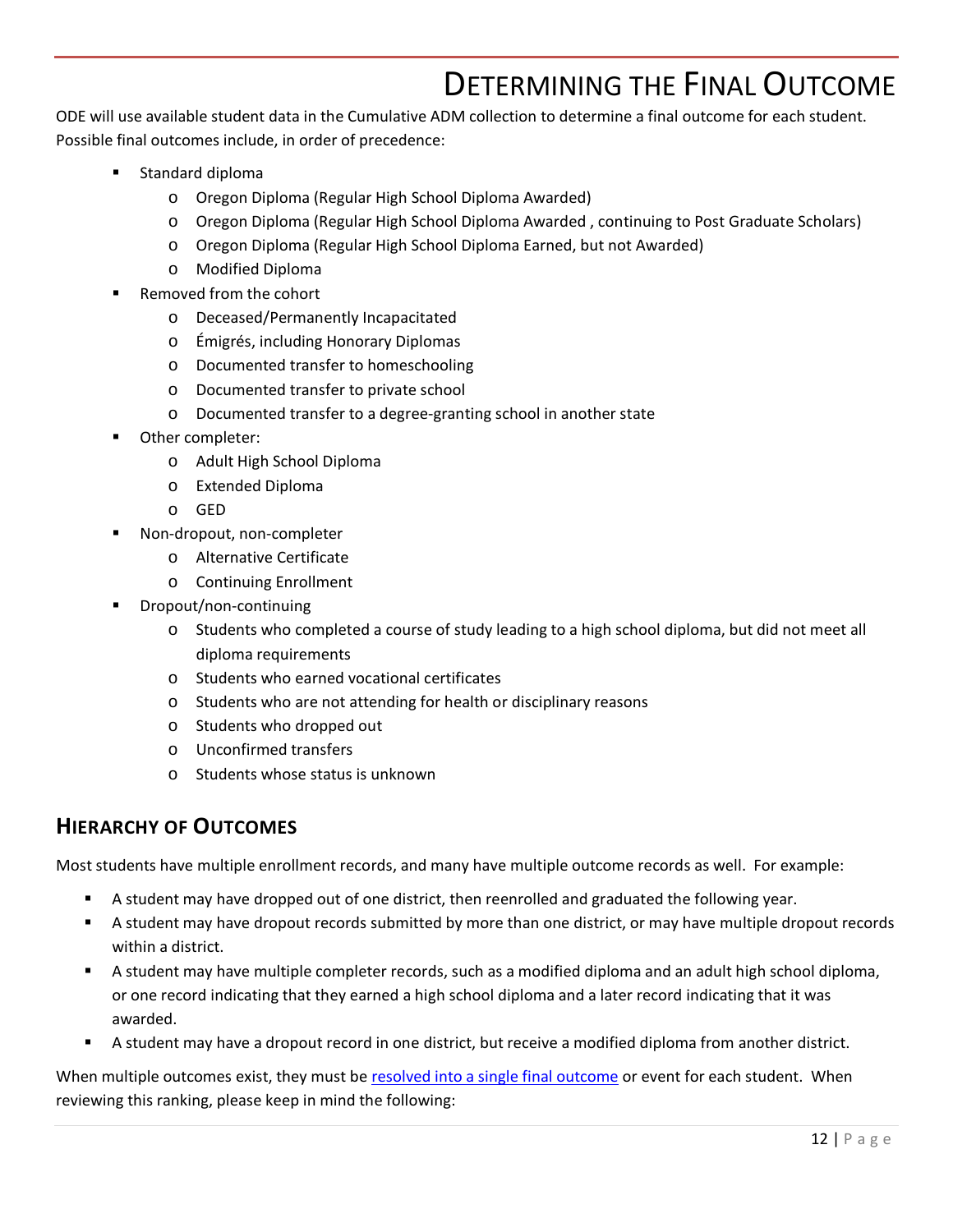# Determining the Final Outcome

ODE will use available student data in the Cumulative ADM collection to determine a final outcome for each student. Possible final outcomes include, in order of precedence:

- Standard diploma
  - Oregon Diploma (Regular High School Diploma Awarded)
  - Oregon Diploma (Regular High School Diploma Awarded , continuing to Post Graduate Scholars)
  - Oregon Diploma (Regular High School Diploma Earned, but not Awarded)
  - Modified Diploma
- Removed from the cohort
  - Deceased/Permanently Incapacitated
  - Émigrés, including Honorary Diplomas
  - Documented transfer to homeschooling
  - Documented transfer to private school
  - Documented transfer to a degree-granting school in another state
- Other completer:
  - Adult High School Diploma
  - Extended Diploma
  - GED
- Non-dropout, non-completer
  - Alternative Certificate
  - Continuing Enrollment
- Dropout/non-continuing
  - Students who completed a course of study leading to a high school diploma, but did not meet all diploma requirements
  - Students who earned vocational certificates
  - Students who are not attending for health or disciplinary reasons
  - Students who dropped out
  - Unconfirmed transfers
  - Students whose status is unknown

## Hierarchy of Outcomes

Most students have multiple enrollment records, and many have multiple outcome records as well. For example:

- A student may have dropped out of one district, then reenrolled and graduated the following year.
- A student may have dropout records submitted by more than one district, or may have multiple dropout records within a district.
- A student may have multiple completer records, such as a modified diploma and an adult high school diploma, or one record indicating that they earned a high school diploma and a later record indicating that it was awarded.
- A student may have a dropout record in one district, but receive a modified diploma from another district.

When multiple outcomes exist, they must be resolved into a single final outcome or event for each student. When reviewing this ranking, please keep in mind the following: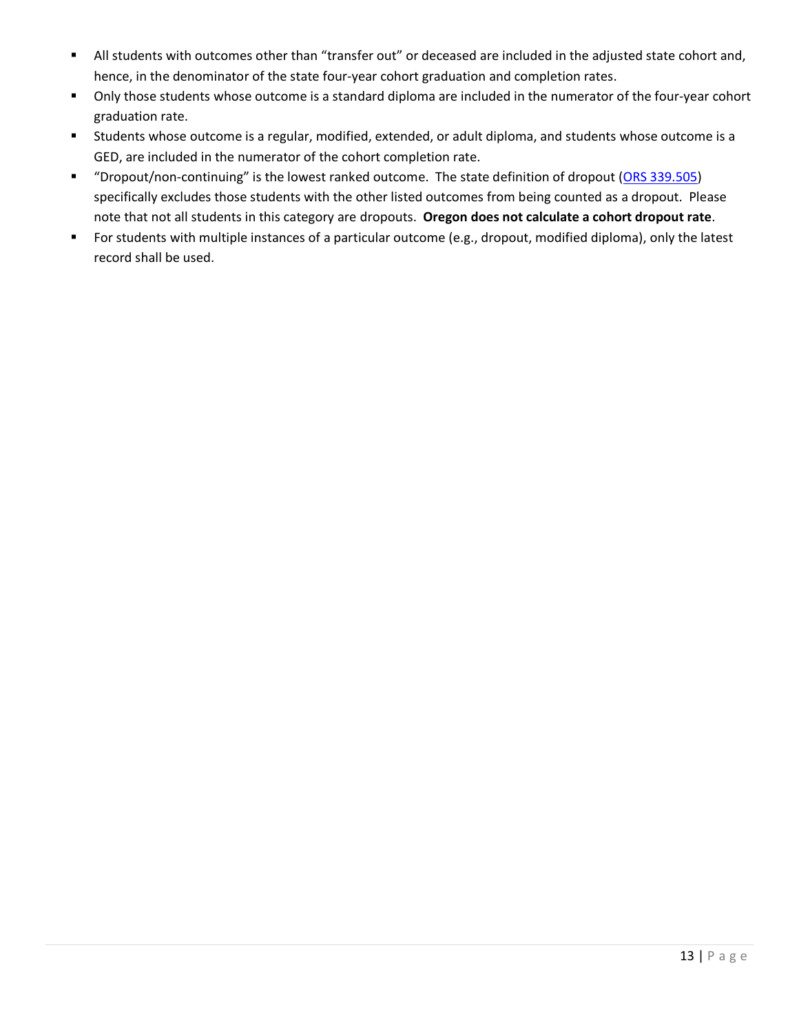- All students with outcomes other than “transfer out” or deceased are included in the adjusted state cohort and, hence, in the denominator of the state four-year cohort graduation and completion rates.
- Only those students whose outcome is a standard diploma are included in the numerator of the four-year cohort graduation rate.
- Students whose outcome is a regular, modified, extended, or adult diploma, and students whose outcome is a GED, are included in the numerator of the cohort completion rate.
- “Dropout/non-continuing” is the lowest ranked outcome. The state definition of dropout (ORS 339.505) specifically excludes those students with the other listed outcomes from being counted as a dropout. Please note that not all students in this category are dropouts. **Oregon does not calculate a cohort dropout rate**.
- For students with multiple instances of a particular outcome (e.g., dropout, modified diploma), only the latest record shall be used.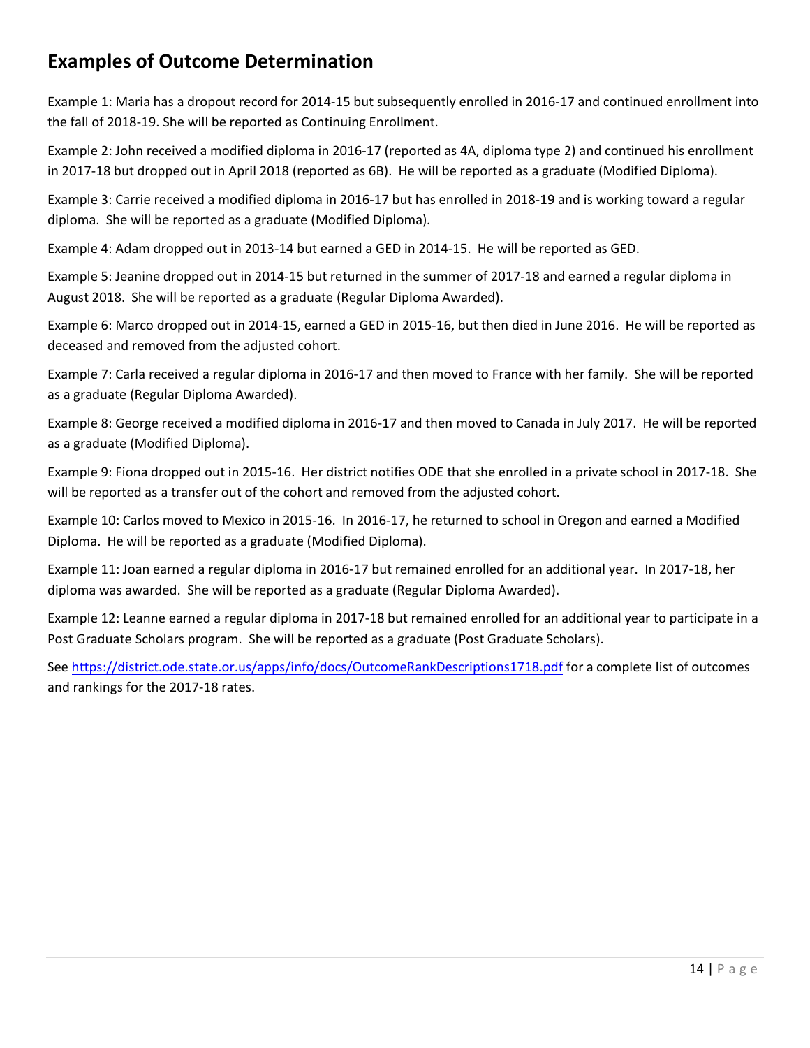## Examples of Outcome Determination

Example 1: Maria has a dropout record for 2014-15 but subsequently enrolled in 2016-17 and continued enrollment into the fall of 2018-19. She will be reported as Continuing Enrollment.

Example 2: John received a modified diploma in 2016-17 (reported as 4A, diploma type 2) and continued his enrollment in 2017-18 but dropped out in April 2018 (reported as 6B). He will be reported as a graduate (Modified Diploma).

Example 3: Carrie received a modified diploma in 2016-17 but has enrolled in 2018-19 and is working toward a regular diploma. She will be reported as a graduate (Modified Diploma).

Example 4: Adam dropped out in 2013-14 but earned a GED in 2014-15. He will be reported as GED.

Example 5: Jeanine dropped out in 2014-15 but returned in the summer of 2017-18 and earned a regular diploma in August 2018. She will be reported as a graduate (Regular Diploma Awarded).

Example 6: Marco dropped out in 2014-15, earned a GED in 2015-16, but then died in June 2016. He will be reported as deceased and removed from the adjusted cohort.

Example 7: Carla received a regular diploma in 2016-17 and then moved to France with her family. She will be reported as a graduate (Regular Diploma Awarded).

Example 8: George received a modified diploma in 2016-17 and then moved to Canada in July 2017. He will be reported as a graduate (Modified Diploma).

Example 9: Fiona dropped out in 2015-16. Her district notifies ODE that she enrolled in a private school in 2017-18. She will be reported as a transfer out of the cohort and removed from the adjusted cohort.

Example 10: Carlos moved to Mexico in 2015-16. In 2016-17, he returned to school in Oregon and earned a Modified Diploma. He will be reported as a graduate (Modified Diploma).

Example 11: Joan earned a regular diploma in 2016-17 but remained enrolled for an additional year. In 2017-18, her diploma was awarded. She will be reported as a graduate (Regular Diploma Awarded).

Example 12: Leanne earned a regular diploma in 2017-18 but remained enrolled for an additional year to participate in a Post Graduate Scholars program. She will be reported as a graduate (Post Graduate Scholars).

See https://district.ode.state.or.us/apps/info/docs/OutcomeRankDescriptions1718.pdf for a complete list of outcomes and rankings for the 2017-18 rates.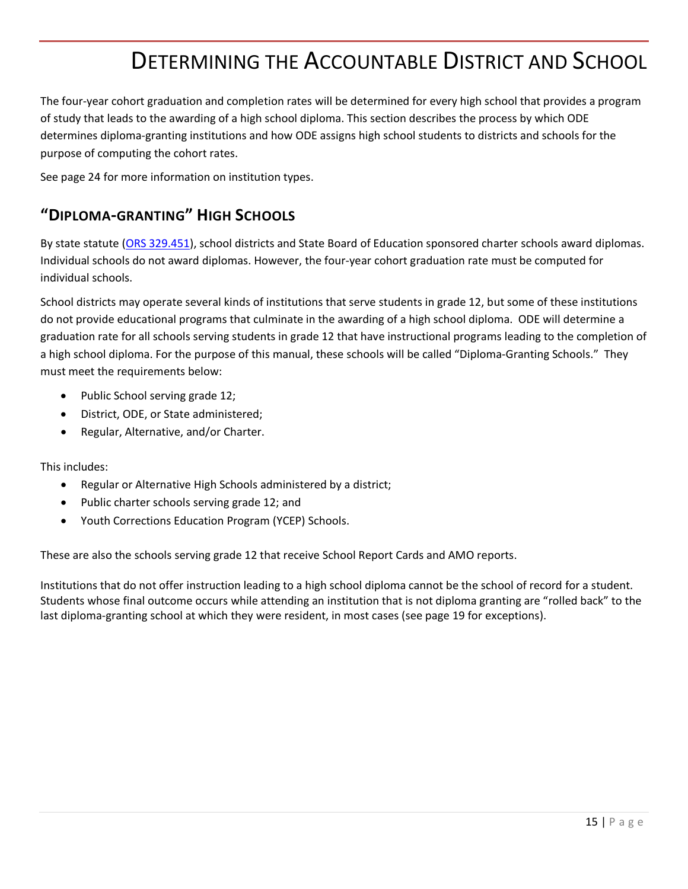# Determining the Accountable District and School

The four-year cohort graduation and completion rates will be determined for every high school that provides a program of study that leads to the awarding of a high school diploma. This section describes the process by which ODE determines diploma-granting institutions and how ODE assigns high school students to districts and schools for the purpose of computing the cohort rates.

See page 24 for more information on institution types.

## "Diploma-granting" High Schools

By state statute (ORS 329.451), school districts and State Board of Education sponsored charter schools award diplomas. Individual schools do not award diplomas. However, the four-year cohort graduation rate must be computed for individual schools.

School districts may operate several kinds of institutions that serve students in grade 12, but some of these institutions do not provide educational programs that culminate in the awarding of a high school diploma. ODE will determine a graduation rate for all schools serving students in grade 12 that have instructional programs leading to the completion of a high school diploma. For the purpose of this manual, these schools will be called "Diploma-Granting Schools." They must meet the requirements below:

- Public School serving grade 12;
- District, ODE, or State administered;
- Regular, Alternative, and/or Charter.

This includes:

- Regular or Alternative High Schools administered by a district;
- Public charter schools serving grade 12; and
- Youth Corrections Education Program (YCEP) Schools.

These are also the schools serving grade 12 that receive School Report Cards and AMO reports.

Institutions that do not offer instruction leading to a high school diploma cannot be the school of record for a student. Students whose final outcome occurs while attending an institution that is not diploma granting are "rolled back" to the last diploma-granting school at which they were resident, in most cases (see page 19 for exceptions).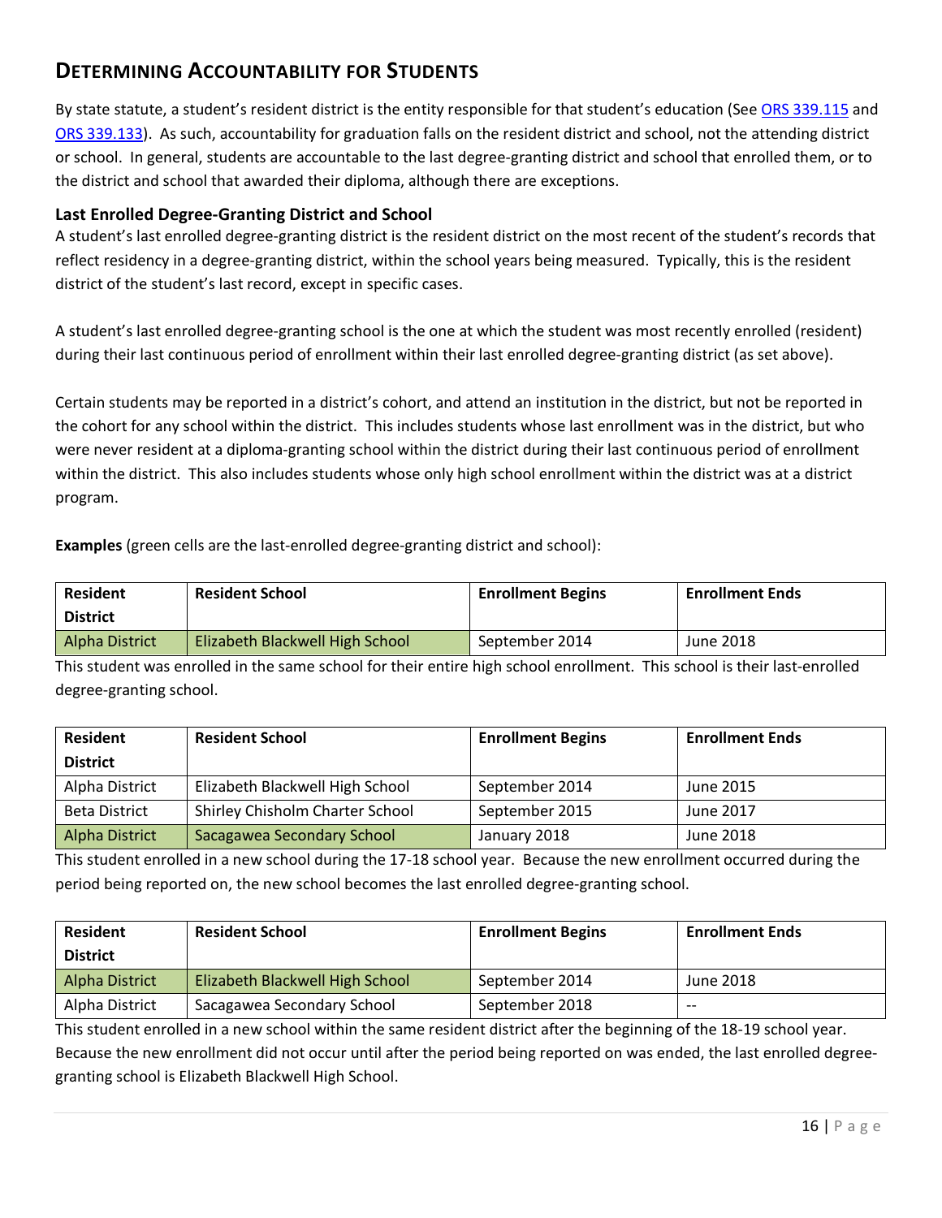## Determining Accountability for Students

By state statute, a student's resident district is the entity responsible for that student's education (See ORS 339.115 and ORS 339.133). As such, accountability for graduation falls on the resident district and school, not the attending district or school. In general, students are accountable to the last degree-granting district and school that enrolled them, or to the district and school that awarded their diploma, although there are exceptions.

### Last Enrolled Degree-Granting District and School

A student's last enrolled degree-granting district is the resident district on the most recent of the student's records that reflect residency in a degree-granting district, within the school years being measured. Typically, this is the resident district of the student's last record, except in specific cases.

A student's last enrolled degree-granting school is the one at which the student was most recently enrolled (resident) during their last continuous period of enrollment within their last enrolled degree-granting district (as set above).

Certain students may be reported in a district's cohort, and attend an institution in the district, but not be reported in the cohort for any school within the district. This includes students whose last enrollment was in the district, but who were never resident at a diploma-granting school within the district during their last continuous period of enrollment within the district. This also includes students whose only high school enrollment within the district was at a district program.

**Examples** (green cells are the last-enrolled degree-granting district and school):

| Resident District | Resident School | Enrollment Begins | Enrollment Ends |
|---|---|---|---|
| Alpha District | Elizabeth Blackwell High School | September 2014 | June 2018 |

This student was enrolled in the same school for their entire high school enrollment. This school is their last-enrolled degree-granting school.

| Resident District | Resident School | Enrollment Begins | Enrollment Ends |
|---|---|---|---|
| Alpha District | Elizabeth Blackwell High School | September 2014 | June 2015 |
| Beta District | Shirley Chisholm Charter School | September 2015 | June 2017 |
| Alpha District | Sacagawea Secondary School | January 2018 | June 2018 |

This student enrolled in a new school during the 17-18 school year. Because the new enrollment occurred during the period being reported on, the new school becomes the last enrolled degree-granting school.

| Resident District | Resident School | Enrollment Begins | Enrollment Ends |
|---|---|---|---|
| Alpha District | Elizabeth Blackwell High School | September 2014 | June 2018 |
| Alpha District | Sacagawea Secondary School | September 2018 | -- |

This student enrolled in a new school within the same resident district after the beginning of the 18-19 school year. Because the new enrollment did not occur until after the period being reported on was ended, the last enrolled degree-granting school is Elizabeth Blackwell High School.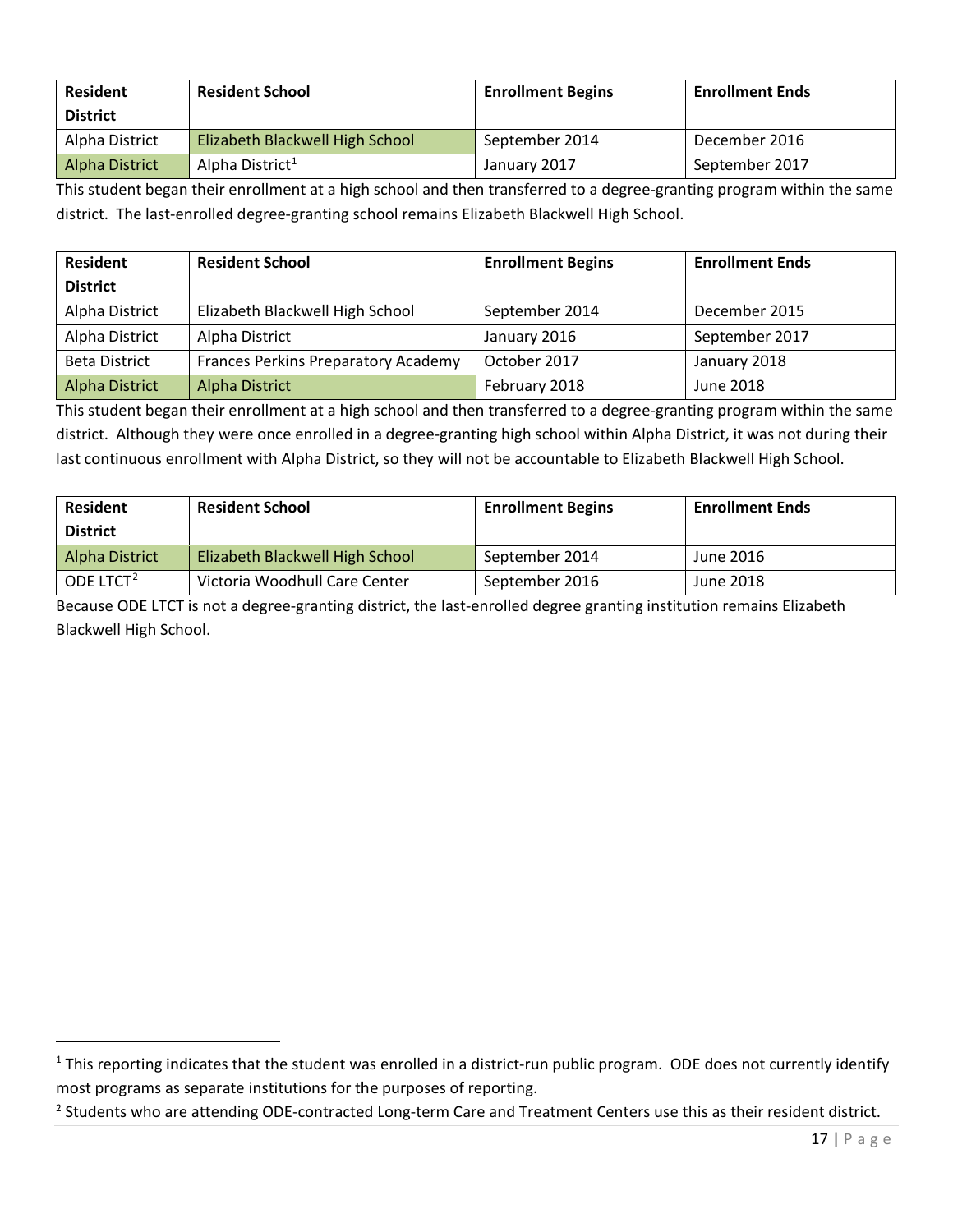| Resident District | Resident School | Enrollment Begins | Enrollment Ends |
|---|---|---|---|
| Alpha District | Elizabeth Blackwell High School | September 2014 | December 2016 |
| Alpha District | Alpha District[1] | January 2017 | September 2017 |

This student began their enrollment at a high school and then transferred to a degree-granting program within the same district. The last-enrolled degree-granting school remains Elizabeth Blackwell High School.

| Resident District | Resident School | Enrollment Begins | Enrollment Ends |
|---|---|---|---|
| Alpha District | Elizabeth Blackwell High School | September 2014 | December 2015 |
| Alpha District | Alpha District | January 2016 | September 2017 |
| Beta District | Frances Perkins Preparatory Academy | October 2017 | January 2018 |
| Alpha District | Alpha District | February 2018 | June 2018 |

This student began their enrollment at a high school and then transferred to a degree-granting program within the same district. Although they were once enrolled in a degree-granting high school within Alpha District, it was not during their last continuous enrollment with Alpha District, so they will not be accountable to Elizabeth Blackwell High School.

| Resident District | Resident School | Enrollment Begins | Enrollment Ends |
|---|---|---|---|
| Alpha District | Elizabeth Blackwell High School | September 2014 | June 2016 |
| ODE LTCT[2] | Victoria Woodhull Care Center | September 2016 | June 2018 |

Because ODE LTCT is not a degree-granting district, the last-enrolled degree granting institution remains Elizabeth Blackwell High School.

[1] This reporting indicates that the student was enrolled in a district-run public program. ODE does not currently identify most programs as separate institutions for the purposes of reporting.

[2] Students who are attending ODE-contracted Long-term Care and Treatment Centers use this as their resident district.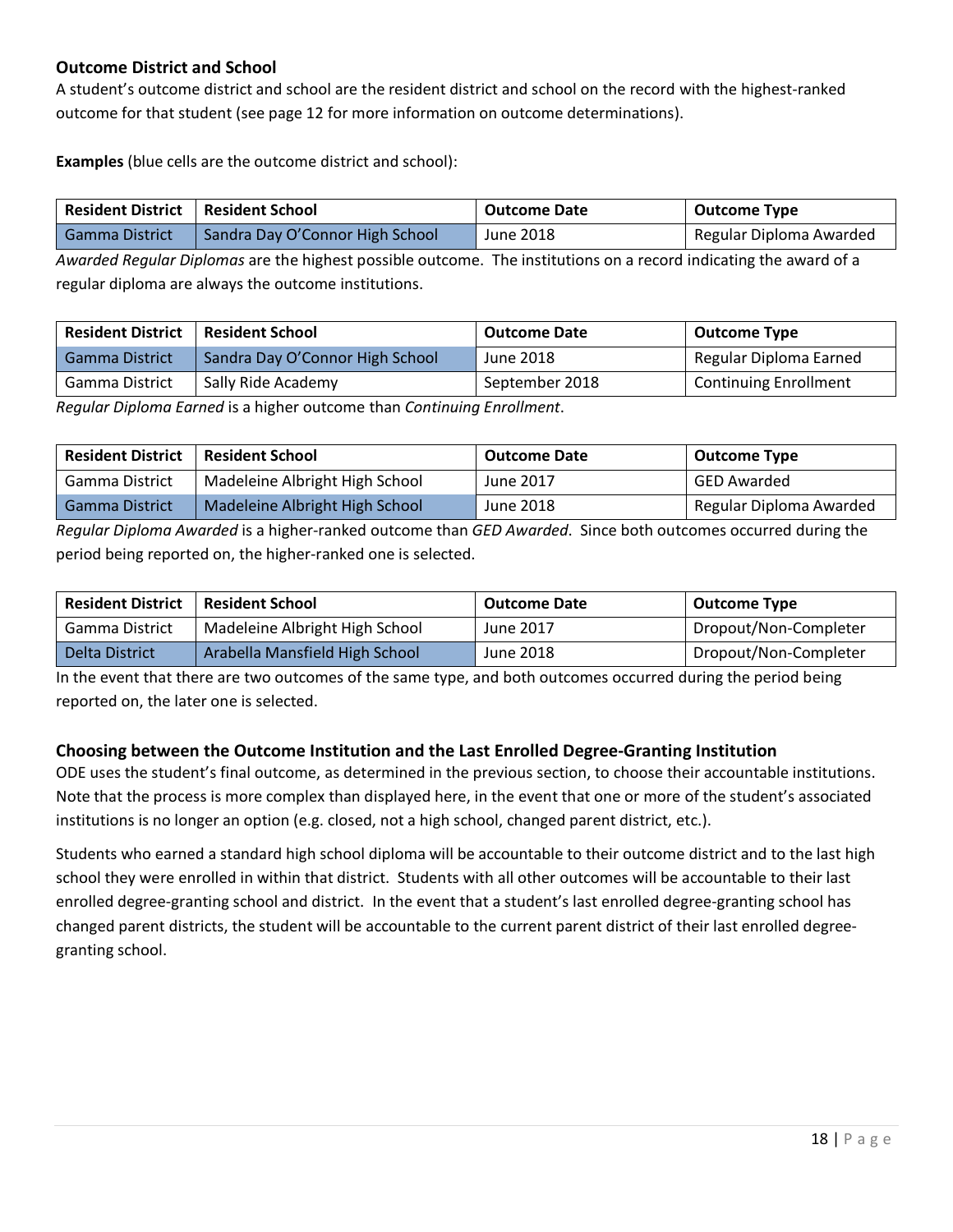### Outcome District and School

A student's outcome district and school are the resident district and school on the record with the highest-ranked outcome for that student (see page 12 for more information on outcome determinations).

**Examples** (blue cells are the outcome district and school):

| Resident District | Resident School | Outcome Date | Outcome Type |
|---|---|---|---|
| Gamma District | Sandra Day O'Connor High School | June 2018 | Regular Diploma Awarded |

*Awarded Regular Diplomas* are the highest possible outcome. The institutions on a record indicating the award of a regular diploma are always the outcome institutions.

| Resident District | Resident School | Outcome Date | Outcome Type |
|---|---|---|---|
| Gamma District | Sandra Day O'Connor High School | June 2018 | Regular Diploma Earned |
| Gamma District | Sally Ride Academy | September 2018 | Continuing Enrollment |

*Regular Diploma Earned* is a higher outcome than *Continuing Enrollment*.

| Resident District | Resident School | Outcome Date | Outcome Type |
|---|---|---|---|
| Gamma District | Madeleine Albright High School | June 2017 | GED Awarded |
| Gamma District | Madeleine Albright High School | June 2018 | Regular Diploma Awarded |

*Regular Diploma Awarded* is a higher-ranked outcome than *GED Awarded*. Since both outcomes occurred during the period being reported on, the higher-ranked one is selected.

| Resident District | Resident School | Outcome Date | Outcome Type |
|---|---|---|---|
| Gamma District | Madeleine Albright High School | June 2017 | Dropout/Non-Completer |
| Delta District | Arabella Mansfield High School | June 2018 | Dropout/Non-Completer |

In the event that there are two outcomes of the same type, and both outcomes occurred during the period being reported on, the later one is selected.

### Choosing between the Outcome Institution and the Last Enrolled Degree-Granting Institution

ODE uses the student's final outcome, as determined in the previous section, to choose their accountable institutions. Note that the process is more complex than displayed here, in the event that one or more of the student's associated institutions is no longer an option (e.g. closed, not a high school, changed parent district, etc.).

Students who earned a standard high school diploma will be accountable to their outcome district and to the last high school they were enrolled in within that district. Students with all other outcomes will be accountable to their last enrolled degree-granting school and district. In the event that a student's last enrolled degree-granting school has changed parent districts, the student will be accountable to the current parent district of their last enrolled degree-granting school.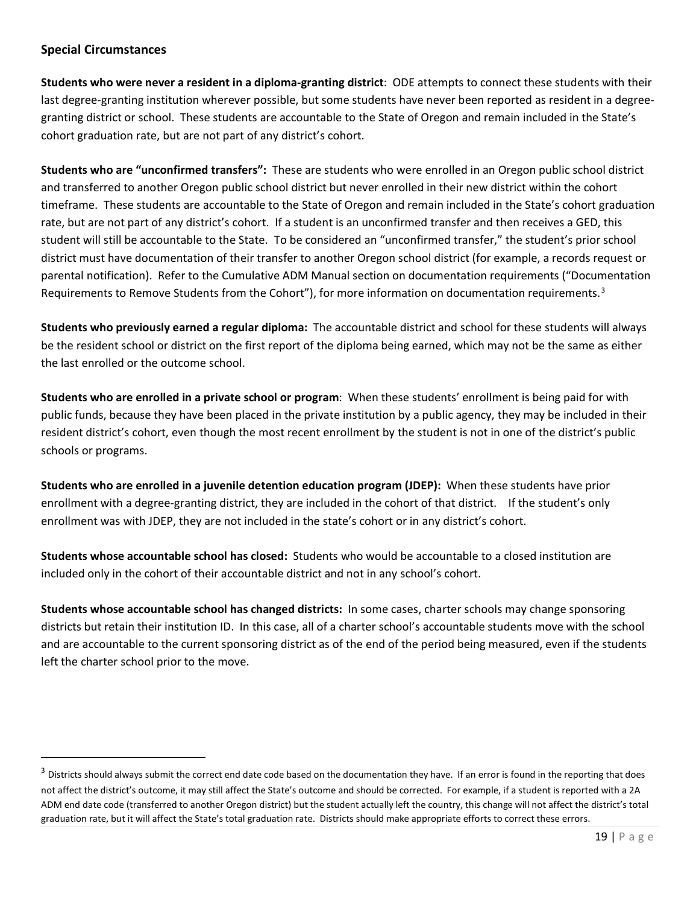### Special Circumstances

**Students who were never a resident in a diploma-granting district**: ODE attempts to connect these students with their last degree-granting institution wherever possible, but some students have never been reported as resident in a degree-granting district or school. These students are accountable to the State of Oregon and remain included in the State's cohort graduation rate, but are not part of any district's cohort.

**Students who are "unconfirmed transfers":** These are students who were enrolled in an Oregon public school district and transferred to another Oregon public school district but never enrolled in their new district within the cohort timeframe. These students are accountable to the State of Oregon and remain included in the State's cohort graduation rate, but are not part of any district's cohort. If a student is an unconfirmed transfer and then receives a GED, this student will still be accountable to the State. To be considered an "unconfirmed transfer," the student's prior school district must have documentation of their transfer to another Oregon school district (for example, a records request or parental notification). Refer to the Cumulative ADM Manual section on documentation requirements ("Documentation Requirements to Remove Students from the Cohort"), for more information on documentation requirements.[3]

**Students who previously earned a regular diploma:** The accountable district and school for these students will always be the resident school or district on the first report of the diploma being earned, which may not be the same as either the last enrolled or the outcome school.

**Students who are enrolled in a private school or program**: When these students' enrollment is being paid for with public funds, because they have been placed in the private institution by a public agency, they may be included in their resident district's cohort, even though the most recent enrollment by the student is not in one of the district's public schools or programs.

**Students who are enrolled in a juvenile detention education program (JDEP):** When these students have prior enrollment with a degree-granting district, they are included in the cohort of that district. If the student's only enrollment was with JDEP, they are not included in the state's cohort or in any district's cohort.

**Students whose accountable school has closed:** Students who would be accountable to a closed institution are included only in the cohort of their accountable district and not in any school's cohort.

**Students whose accountable school has changed districts:** In some cases, charter schools may change sponsoring districts but retain their institution ID. In this case, all of a charter school's accountable students move with the school and are accountable to the current sponsoring district as of the end of the period being measured, even if the students left the charter school prior to the move.

---

[3] Districts should always submit the correct end date code based on the documentation they have. If an error is found in the reporting that does not affect the district's outcome, it may still affect the State's outcome and should be corrected. For example, if a student is reported with a 2A ADM end date code (transferred to another Oregon district) but the student actually left the country, this change will not affect the district's total graduation rate, but it will affect the State's total graduation rate. Districts should make appropriate efforts to correct these errors.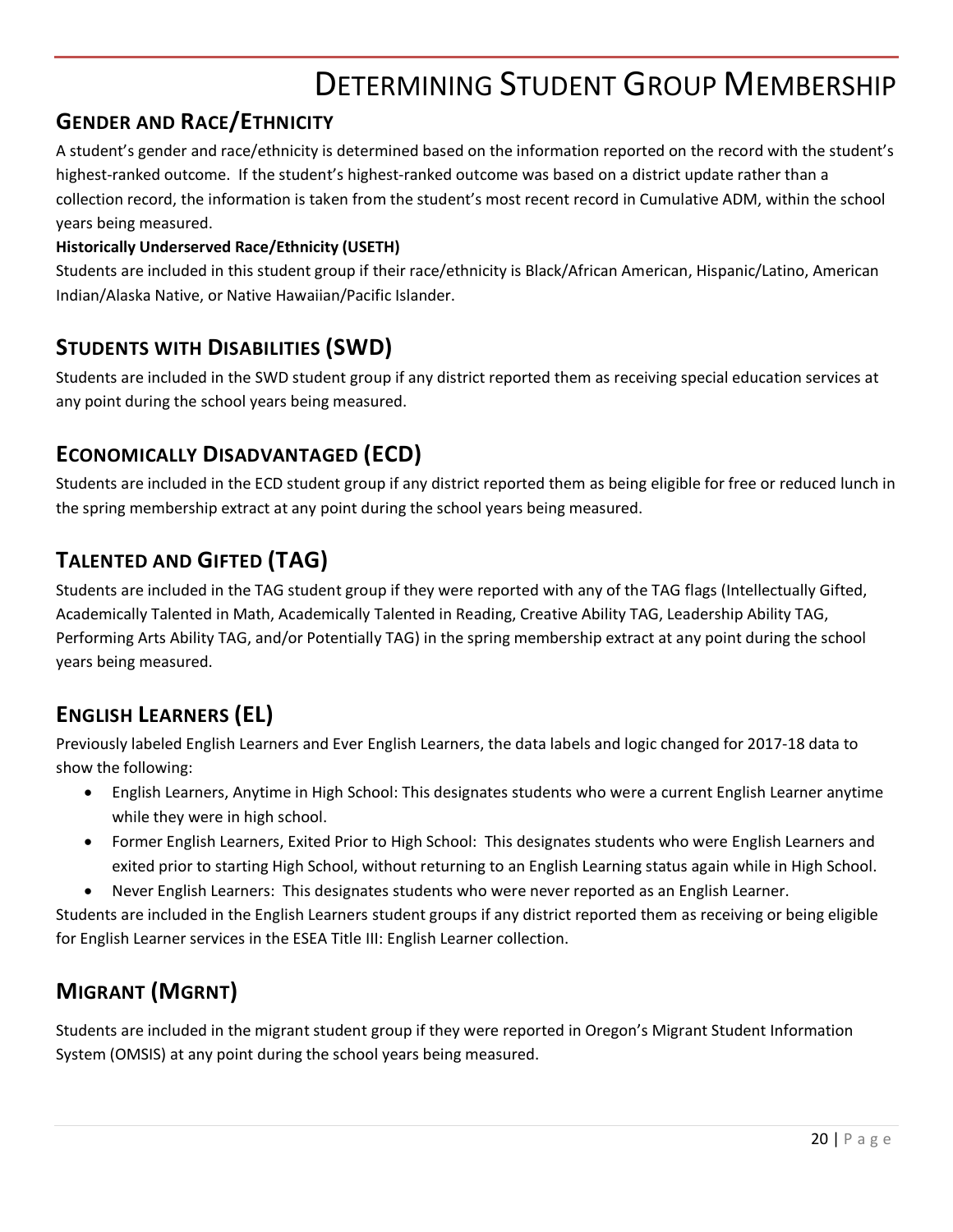# Determining Student Group Membership

## Gender and Race/Ethnicity

A student's gender and race/ethnicity is determined based on the information reported on the record with the student's highest-ranked outcome. If the student's highest-ranked outcome was based on a district update rather than a collection record, the information is taken from the student's most recent record in Cumulative ADM, within the school years being measured.

**Historically Underserved Race/Ethnicity (USETH)**

Students are included in this student group if their race/ethnicity is Black/African American, Hispanic/Latino, American Indian/Alaska Native, or Native Hawaiian/Pacific Islander.

## Students with Disabilities (SWD)

Students are included in the SWD student group if any district reported them as receiving special education services at any point during the school years being measured.

## Economically Disadvantaged (ECD)

Students are included in the ECD student group if any district reported them as being eligible for free or reduced lunch in the spring membership extract at any point during the school years being measured.

## Talented and Gifted (TAG)

Students are included in the TAG student group if they were reported with any of the TAG flags (Intellectually Gifted, Academically Talented in Math, Academically Talented in Reading, Creative Ability TAG, Leadership Ability TAG, Performing Arts Ability TAG, and/or Potentially TAG) in the spring membership extract at any point during the school years being measured.

## English Learners (EL)

Previously labeled English Learners and Ever English Learners, the data labels and logic changed for 2017-18 data to show the following:

- English Learners, Anytime in High School: This designates students who were a current English Learner anytime while they were in high school.
- Former English Learners, Exited Prior to High School: This designates students who were English Learners and exited prior to starting High School, without returning to an English Learning status again while in High School.
- Never English Learners: This designates students who were never reported as an English Learner.

Students are included in the English Learners student groups if any district reported them as receiving or being eligible for English Learner services in the ESEA Title III: English Learner collection.

## Migrant (MGRNT)

Students are included in the migrant student group if they were reported in Oregon's Migrant Student Information System (OMSIS) at any point during the school years being measured.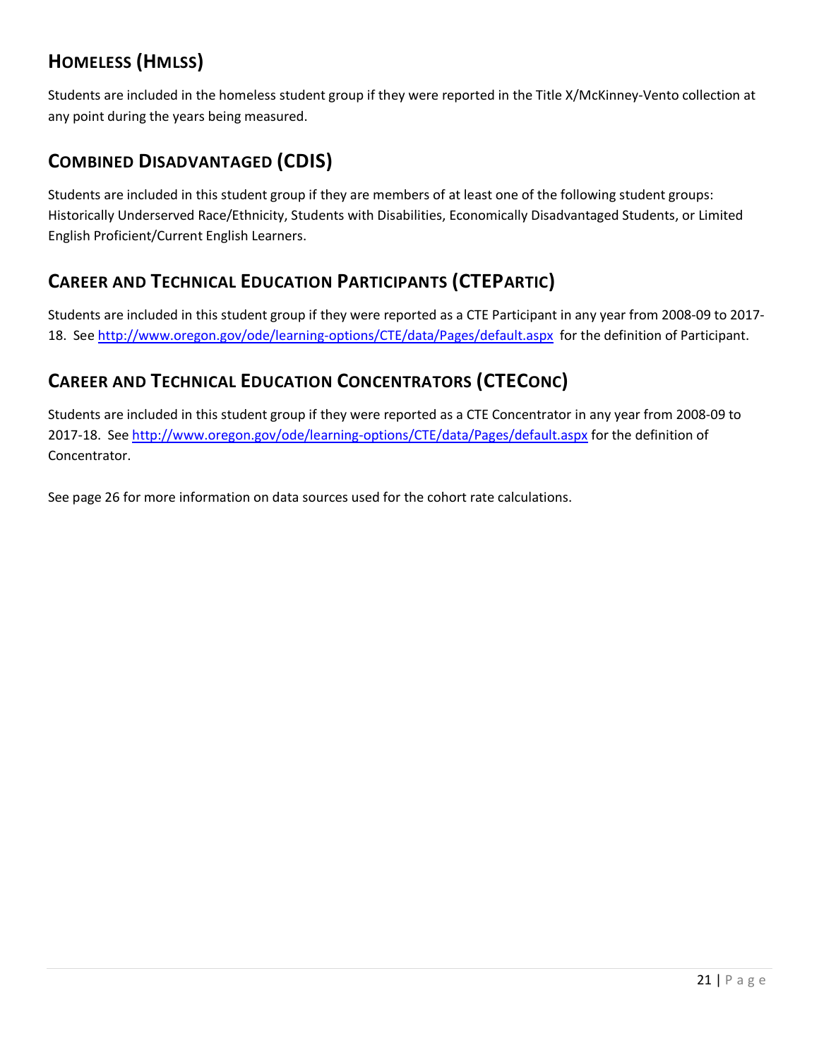## Homeless (HMLSS)

Students are included in the homeless student group if they were reported in the Title X/McKinney-Vento collection at any point during the years being measured.

## Combined Disadvantaged (CDIS)

Students are included in this student group if they are members of at least one of the following student groups: Historically Underserved Race/Ethnicity, Students with Disabilities, Economically Disadvantaged Students, or Limited English Proficient/Current English Learners.

## Career and Technical Education Participants (CTEPartic)

Students are included in this student group if they were reported as a CTE Participant in any year from 2008-09 to 2017-18. See http://www.oregon.gov/ode/learning-options/CTE/data/Pages/default.aspx for the definition of Participant.

## Career and Technical Education Concentrators (CTEConc)

Students are included in this student group if they were reported as a CTE Concentrator in any year from 2008-09 to 2017-18. See http://www.oregon.gov/ode/learning-options/CTE/data/Pages/default.aspx for the definition of Concentrator.

See page 26 for more information on data sources used for the cohort rate calculations.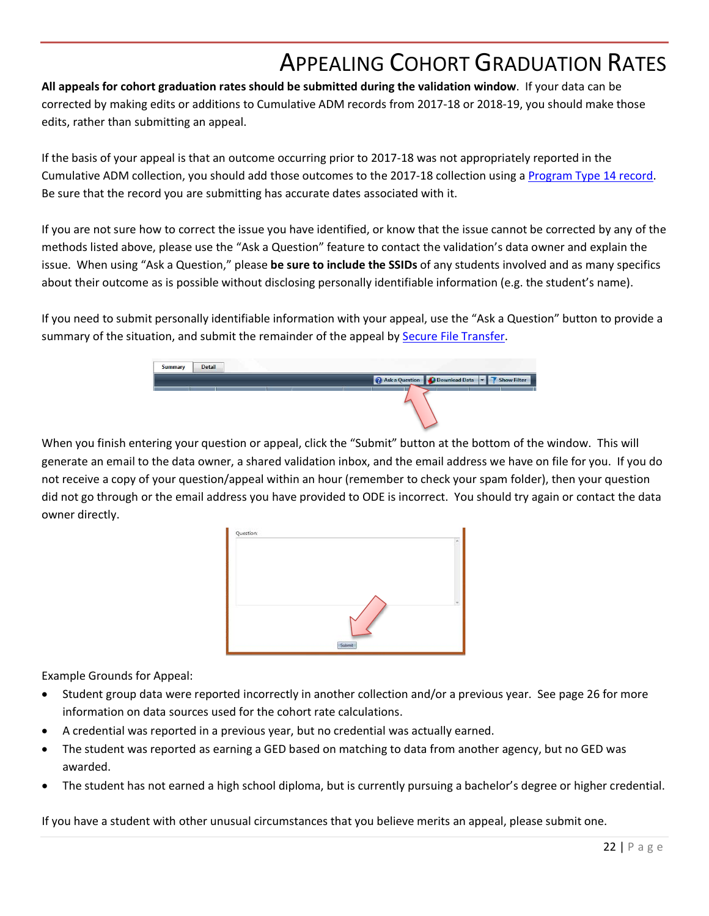# Appealing Cohort Graduation Rates

**All appeals for cohort graduation rates should be submitted during the validation window**. If your data can be corrected by making edits or additions to Cumulative ADM records from 2017-18 or 2018-19, you should make those edits, rather than submitting an appeal.

If the basis of your appeal is that an outcome occurring prior to 2017-18 was not appropriately reported in the Cumulative ADM collection, you should add those outcomes to the 2017-18 collection using a Program Type 14 record. Be sure that the record you are submitting has accurate dates associated with it.

If you are not sure how to correct the issue you have identified, or know that the issue cannot be corrected by any of the methods listed above, please use the "Ask a Question" feature to contact the validation's data owner and explain the issue. When using "Ask a Question," please **be sure to include the SSIDs** of any students involved and as many specifics about their outcome as is possible without disclosing personally identifiable information (e.g. the student's name).

If you need to submit personally identifiable information with your appeal, use the "Ask a Question" button to provide a summary of the situation, and submit the remainder of the appeal by Secure File Transfer.

When you finish entering your question or appeal, click the "Submit" button at the bottom of the window. This will generate an email to the data owner, a shared validation inbox, and the email address we have on file for you. If you do not receive a copy of your question/appeal within an hour (remember to check your spam folder), then your question did not go through or the email address you have provided to ODE is incorrect. You should try again or contact the data owner directly.

Example Grounds for Appeal:

- Student group data were reported incorrectly in another collection and/or a previous year. See page 26 for more information on data sources used for the cohort rate calculations.
- A credential was reported in a previous year, but no credential was actually earned.
- The student was reported as earning a GED based on matching to data from another agency, but no GED was awarded.
- The student has not earned a high school diploma, but is currently pursuing a bachelor's degree or higher credential.

If you have a student with other unusual circumstances that you believe merits an appeal, please submit one.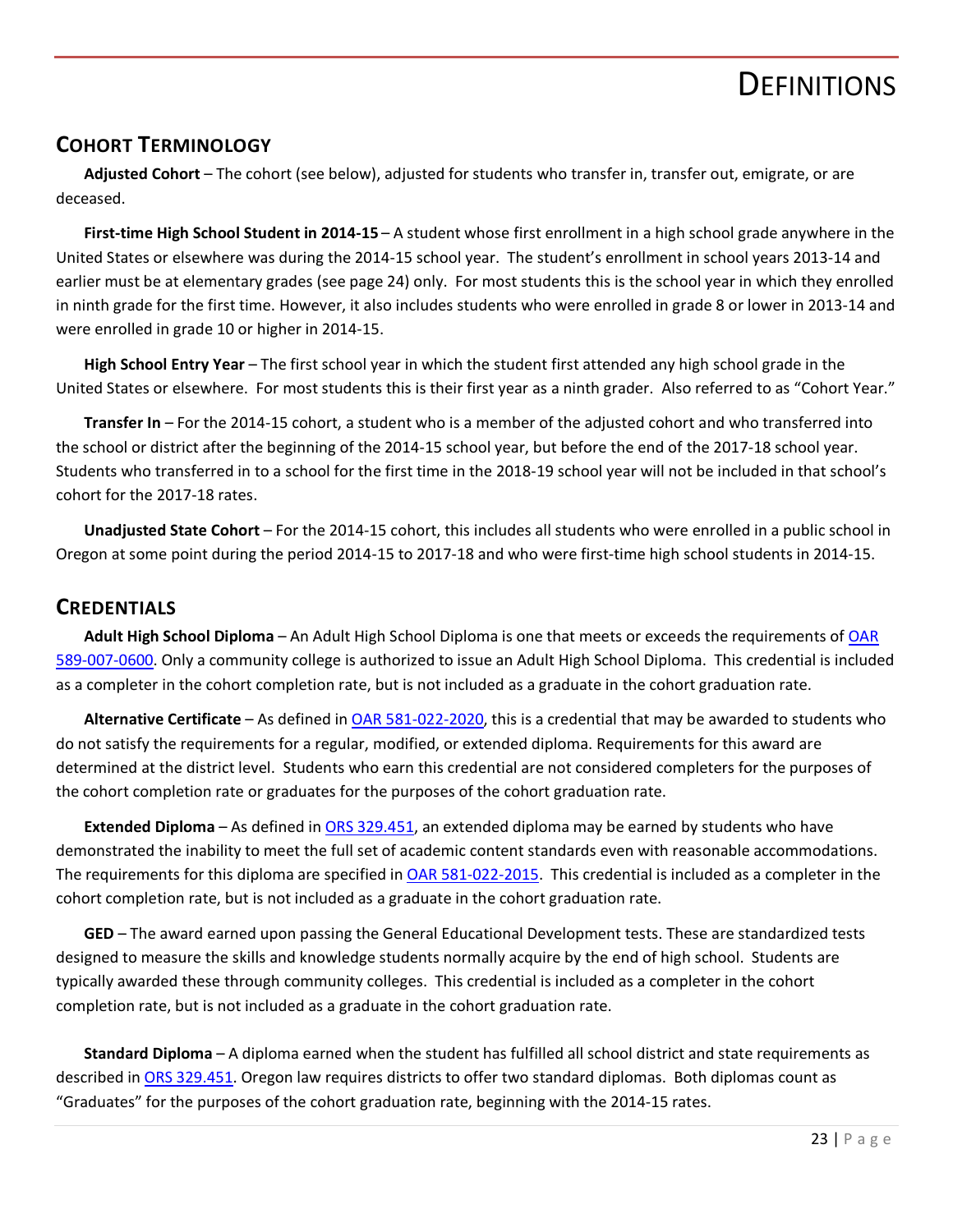# Definitions

## Cohort Terminology

**Adjusted Cohort** – The cohort (see below), adjusted for students who transfer in, transfer out, emigrate, or are deceased.

**First-time High School Student in 2014-15** – A student whose first enrollment in a high school grade anywhere in the United States or elsewhere was during the 2014-15 school year. The student's enrollment in school years 2013-14 and earlier must be at elementary grades (see page 24) only. For most students this is the school year in which they enrolled in ninth grade for the first time. However, it also includes students who were enrolled in grade 8 or lower in 2013-14 and were enrolled in grade 10 or higher in 2014-15.

**High School Entry Year** – The first school year in which the student first attended any high school grade in the United States or elsewhere. For most students this is their first year as a ninth grader. Also referred to as "Cohort Year."

**Transfer In** – For the 2014-15 cohort, a student who is a member of the adjusted cohort and who transferred into the school or district after the beginning of the 2014-15 school year, but before the end of the 2017-18 school year. Students who transferred in to a school for the first time in the 2018-19 school year will not be included in that school's cohort for the 2017-18 rates.

**Unadjusted State Cohort** – For the 2014-15 cohort, this includes all students who were enrolled in a public school in Oregon at some point during the period 2014-15 to 2017-18 and who were first-time high school students in 2014-15.

## Credentials

**Adult High School Diploma** – An Adult High School Diploma is one that meets or exceeds the requirements of [OAR 589-007-0600](). Only a community college is authorized to issue an Adult High School Diploma. This credential is included as a completer in the cohort completion rate, but is not included as a graduate in the cohort graduation rate.

**Alternative Certificate** – As defined in [OAR 581-022-2020](), this is a credential that may be awarded to students who do not satisfy the requirements for a regular, modified, or extended diploma. Requirements for this award are determined at the district level. Students who earn this credential are not considered completers for the purposes of the cohort completion rate or graduates for the purposes of the cohort graduation rate.

**Extended Diploma** – As defined in [ORS 329.451](), an extended diploma may be earned by students who have demonstrated the inability to meet the full set of academic content standards even with reasonable accommodations. The requirements for this diploma are specified in [OAR 581-022-2015](). This credential is included as a completer in the cohort completion rate, but is not included as a graduate in the cohort graduation rate.

**GED** – The award earned upon passing the General Educational Development tests. These are standardized tests designed to measure the skills and knowledge students normally acquire by the end of high school. Students are typically awarded these through community colleges. This credential is included as a completer in the cohort completion rate, but is not included as a graduate in the cohort graduation rate.

**Standard Diploma** – A diploma earned when the student has fulfilled all school district and state requirements as described in [ORS 329.451](). Oregon law requires districts to offer two standard diplomas. Both diplomas count as "Graduates" for the purposes of the cohort graduation rate, beginning with the 2014-15 rates.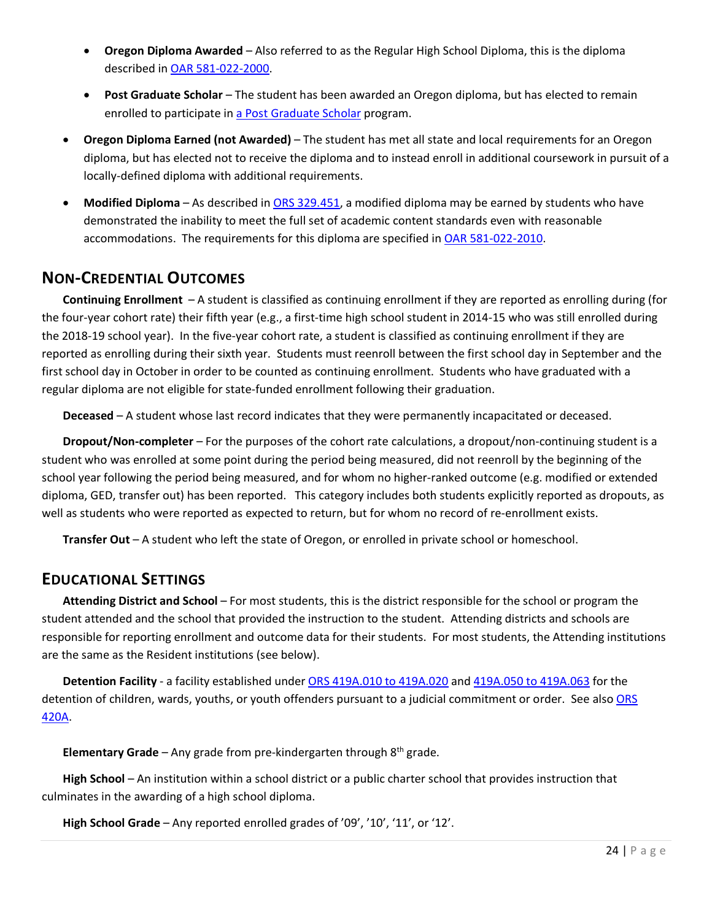- **Oregon Diploma Awarded** – Also referred to as the Regular High School Diploma, this is the diploma described in [OAR 581-022-2000](#).
  - **Post Graduate Scholar** – The student has been awarded an Oregon diploma, but has elected to remain enrolled to participate in [a Post Graduate Scholar](#) program.
- **Oregon Diploma Earned (not Awarded)** – The student has met all state and local requirements for an Oregon diploma, but has elected not to receive the diploma and to instead enroll in additional coursework in pursuit of a locally-defined diploma with additional requirements.
- **Modified Diploma** – As described in [ORS 329.451](#), a modified diploma may be earned by students who have demonstrated the inability to meet the full set of academic content standards even with reasonable accommodations. The requirements for this diploma are specified in [OAR 581-022-2010](#).

## Non-Credential Outcomes

**Continuing Enrollment** – A student is classified as continuing enrollment if they are reported as enrolling during (for the four-year cohort rate) their fifth year (e.g., a first-time high school student in 2014-15 who was still enrolled during the 2018-19 school year). In the five-year cohort rate, a student is classified as continuing enrollment if they are reported as enrolling during their sixth year. Students must reenroll between the first school day in September and the first school day in October in order to be counted as continuing enrollment. Students who have graduated with a regular diploma are not eligible for state-funded enrollment following their graduation.

**Deceased** – A student whose last record indicates that they were permanently incapacitated or deceased.

**Dropout/Non-completer** – For the purposes of the cohort rate calculations, a dropout/non-continuing student is a student who was enrolled at some point during the period being measured, did not reenroll by the beginning of the school year following the period being measured, and for whom no higher-ranked outcome (e.g. modified or extended diploma, GED, transfer out) has been reported. This category includes both students explicitly reported as dropouts, as well as students who were reported as expected to return, but for whom no record of re-enrollment exists.

**Transfer Out** – A student who left the state of Oregon, or enrolled in private school or homeschool.

## Educational Settings

**Attending District and School** – For most students, this is the district responsible for the school or program the student attended and the school that provided the instruction to the student. Attending districts and schools are responsible for reporting enrollment and outcome data for their students. For most students, the Attending institutions are the same as the Resident institutions (see below).

**Detention Facility** - a facility established under [ORS 419A.010 to 419A.020](#) and [419A.050 to 419A.063](#) for the detention of children, wards, youths, or youth offenders pursuant to a judicial commitment or order. See also [ORS 420A](#).

**Elementary Grade** – Any grade from pre-kindergarten through 8th grade.

**High School** – An institution within a school district or a public charter school that provides instruction that culminates in the awarding of a high school diploma.

**High School Grade** – Any reported enrolled grades of ’09’, ’10’, ‘11’, or ‘12’.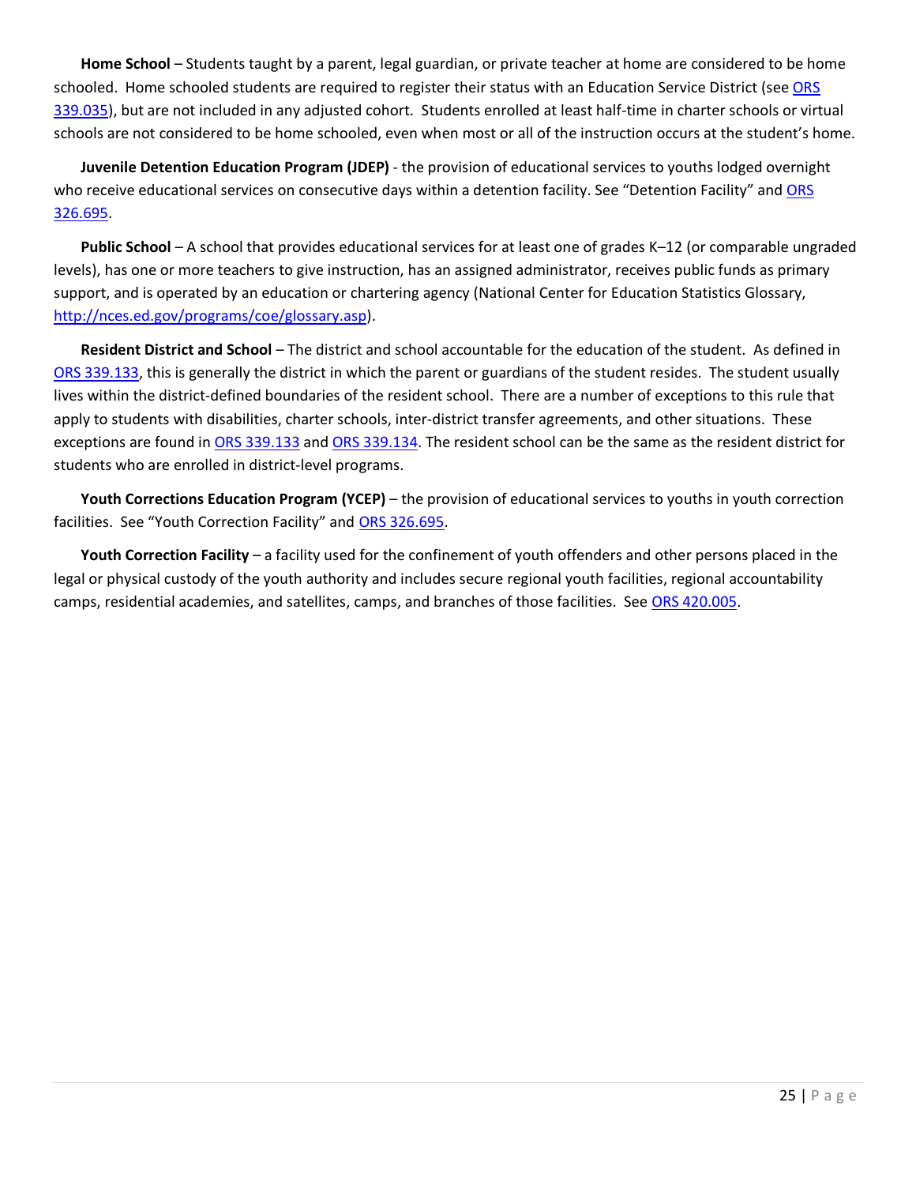**Home School** – Students taught by a parent, legal guardian, or private teacher at home are considered to be home schooled. Home schooled students are required to register their status with an Education Service District (see ORS 339.035), but are not included in any adjusted cohort. Students enrolled at least half-time in charter schools or virtual schools are not considered to be home schooled, even when most or all of the instruction occurs at the student's home.

**Juvenile Detention Education Program (JDEP)** - the provision of educational services to youths lodged overnight who receive educational services on consecutive days within a detention facility. See "Detention Facility" and ORS 326.695.

**Public School** – A school that provides educational services for at least one of grades K–12 (or comparable ungraded levels), has one or more teachers to give instruction, has an assigned administrator, receives public funds as primary support, and is operated by an education or chartering agency (National Center for Education Statistics Glossary, http://nces.ed.gov/programs/coe/glossary.asp).

**Resident District and School** – The district and school accountable for the education of the student. As defined in ORS 339.133, this is generally the district in which the parent or guardians of the student resides. The student usually lives within the district-defined boundaries of the resident school. There are a number of exceptions to this rule that apply to students with disabilities, charter schools, inter-district transfer agreements, and other situations. These exceptions are found in ORS 339.133 and ORS 339.134. The resident school can be the same as the resident district for students who are enrolled in district-level programs.

**Youth Corrections Education Program (YCEP)** – the provision of educational services to youths in youth correction facilities. See "Youth Correction Facility" and ORS 326.695.

**Youth Correction Facility** – a facility used for the confinement of youth offenders and other persons placed in the legal or physical custody of the youth authority and includes secure regional youth facilities, regional accountability camps, residential academies, and satellites, camps, and branches of those facilities. See ORS 420.005.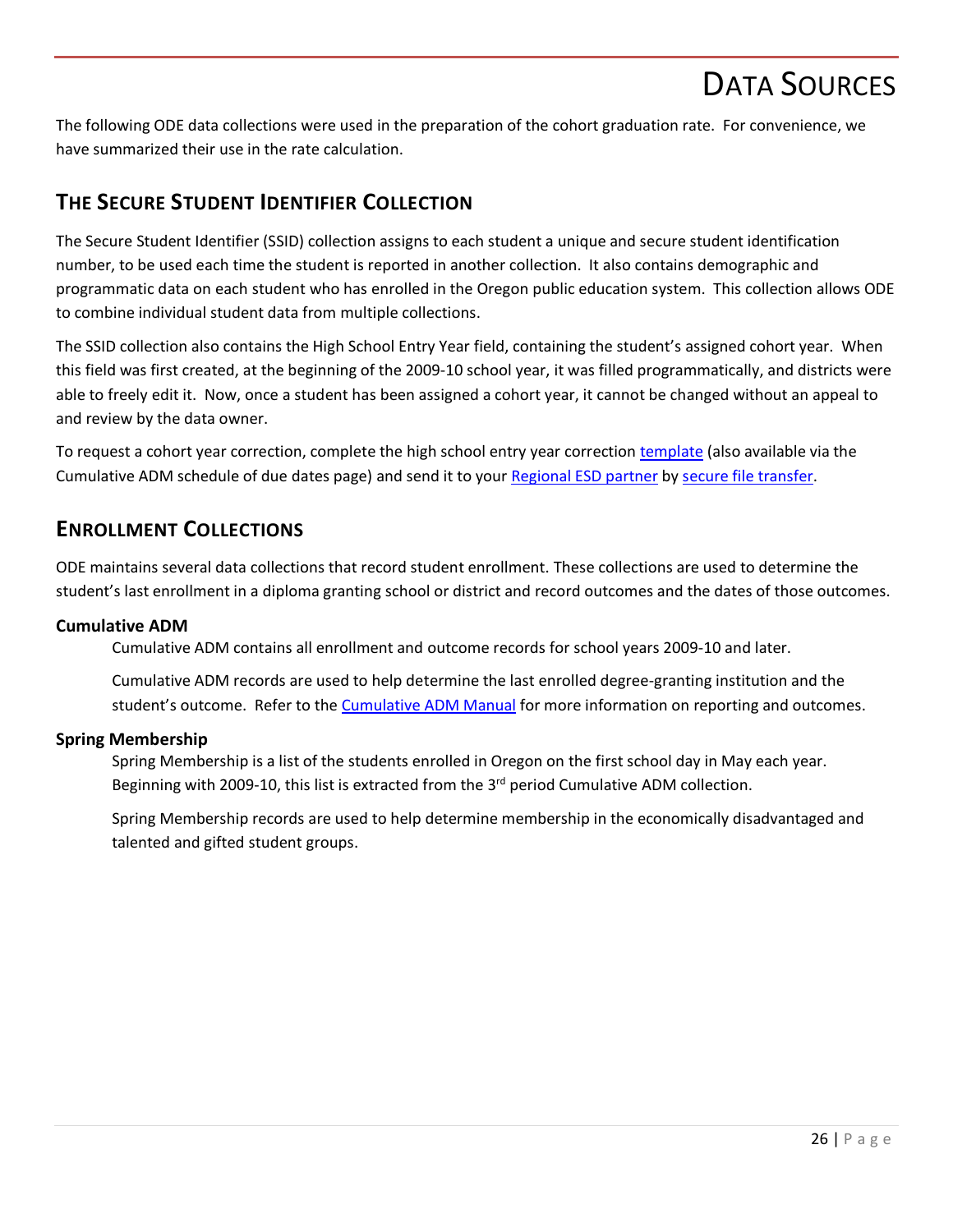# Data Sources

The following ODE data collections were used in the preparation of the cohort graduation rate. For convenience, we have summarized their use in the rate calculation.

## The Secure Student Identifier Collection

The Secure Student Identifier (SSID) collection assigns to each student a unique and secure student identification number, to be used each time the student is reported in another collection. It also contains demographic and programmatic data on each student who has enrolled in the Oregon public education system. This collection allows ODE to combine individual student data from multiple collections.

The SSID collection also contains the High School Entry Year field, containing the student's assigned cohort year. When this field was first created, at the beginning of the 2009-10 school year, it was filled programmatically, and districts were able to freely edit it. Now, once a student has been assigned a cohort year, it cannot be changed without an appeal to and review by the data owner.

To request a cohort year correction, complete the high school entry year correction template (also available via the Cumulative ADM schedule of due dates page) and send it to your Regional ESD partner by secure file transfer.

## Enrollment Collections

ODE maintains several data collections that record student enrollment. These collections are used to determine the student's last enrollment in a diploma granting school or district and record outcomes and the dates of those outcomes.

### Cumulative ADM

Cumulative ADM contains all enrollment and outcome records for school years 2009-10 and later.

Cumulative ADM records are used to help determine the last enrolled degree-granting institution and the student's outcome. Refer to the Cumulative ADM Manual for more information on reporting and outcomes.

### Spring Membership

Spring Membership is a list of the students enrolled in Oregon on the first school day in May each year. Beginning with 2009-10, this list is extracted from the 3rd period Cumulative ADM collection.

Spring Membership records are used to help determine membership in the economically disadvantaged and talented and gifted student groups.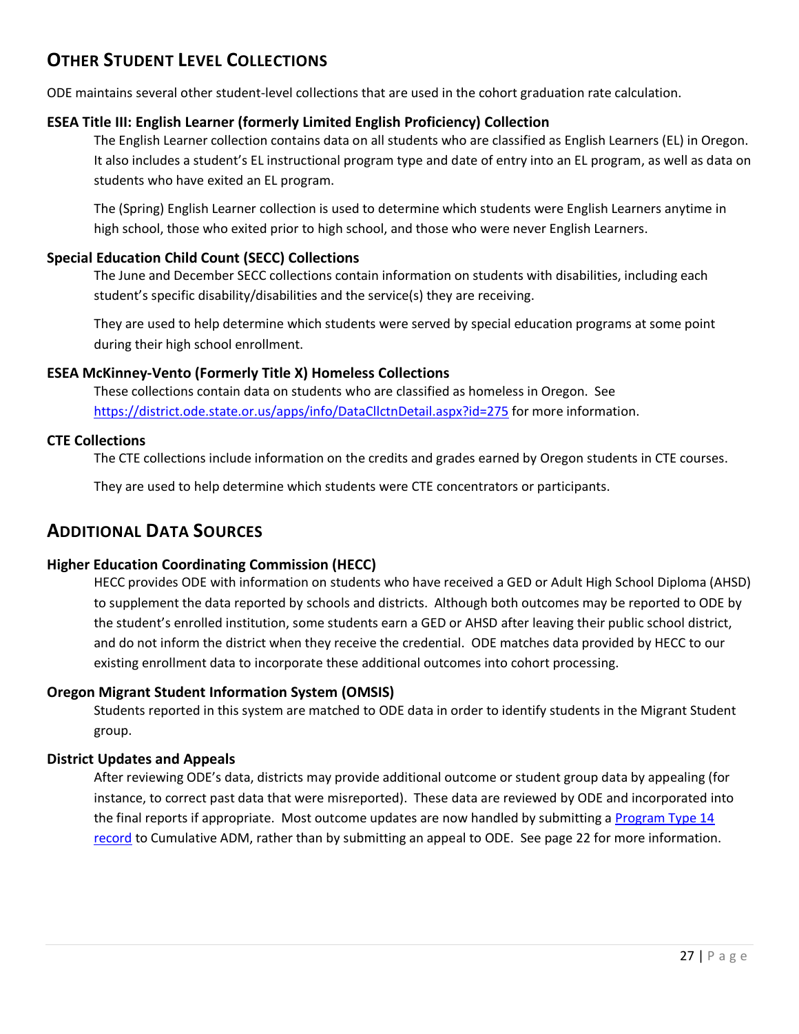## Other Student Level Collections

ODE maintains several other student-level collections that are used in the cohort graduation rate calculation.

### ESEA Title III: English Learner (formerly Limited English Proficiency) Collection

The English Learner collection contains data on all students who are classified as English Learners (EL) in Oregon. It also includes a student's EL instructional program type and date of entry into an EL program, as well as data on students who have exited an EL program.

The (Spring) English Learner collection is used to determine which students were English Learners anytime in high school, those who exited prior to high school, and those who were never English Learners.

### Special Education Child Count (SECC) Collections

The June and December SECC collections contain information on students with disabilities, including each student's specific disability/disabilities and the service(s) they are receiving.

They are used to help determine which students were served by special education programs at some point during their high school enrollment.

### ESEA McKinney-Vento (Formerly Title X) Homeless Collections

These collections contain data on students who are classified as homeless in Oregon. See [https://district.ode.state.or.us/apps/info/DataCllctnDetail.aspx?id=275](https://district.ode.state.or.us/apps/info/DataCllctnDetail.aspx?id=275) for more information.

### CTE Collections

The CTE collections include information on the credits and grades earned by Oregon students in CTE courses.

They are used to help determine which students were CTE concentrators or participants.

## Additional Data Sources

### Higher Education Coordinating Commission (HECC)

HECC provides ODE with information on students who have received a GED or Adult High School Diploma (AHSD) to supplement the data reported by schools and districts. Although both outcomes may be reported to ODE by the student's enrolled institution, some students earn a GED or AHSD after leaving their public school district, and do not inform the district when they receive the credential. ODE matches data provided by HECC to our existing enrollment data to incorporate these additional outcomes into cohort processing.

### Oregon Migrant Student Information System (OMSIS)

Students reported in this system are matched to ODE data in order to identify students in the Migrant Student group.

### District Updates and Appeals

After reviewing ODE's data, districts may provide additional outcome or student group data by appealing (for instance, to correct past data that were misreported). These data are reviewed by ODE and incorporated into the final reports if appropriate. Most outcome updates are now handled by submitting a Program Type 14 record to Cumulative ADM, rather than by submitting an appeal to ODE. See page 22 for more information.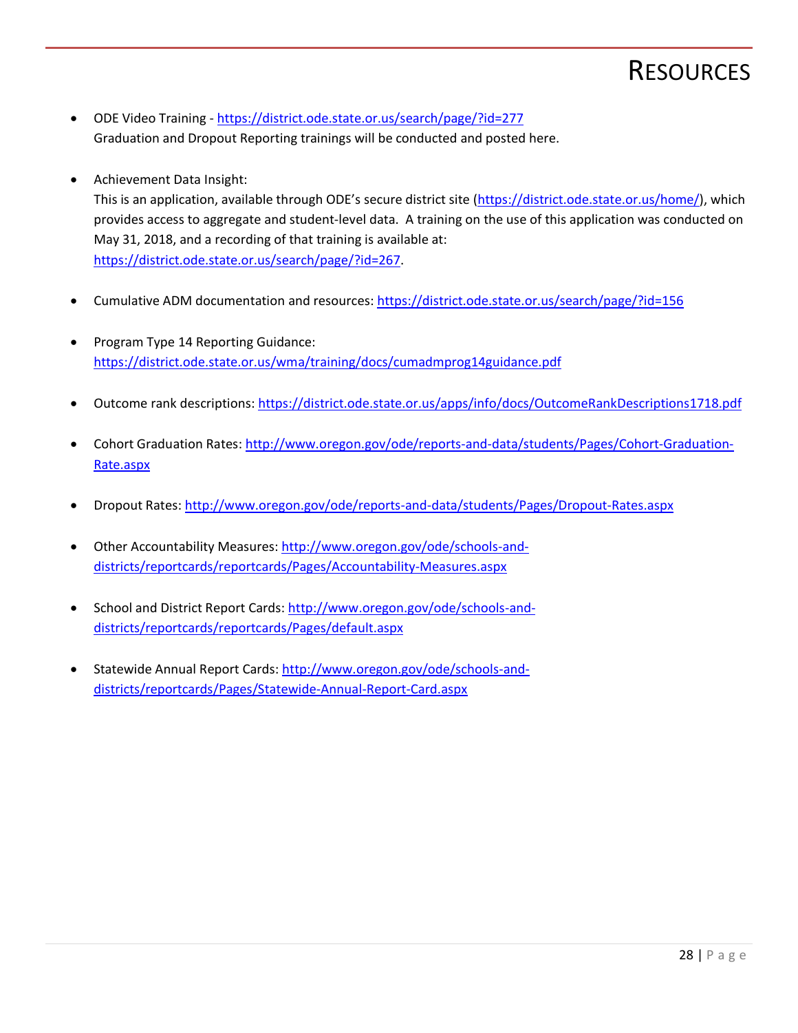# Resources

- ODE Video Training - https://district.ode.state.or.us/search/page/?id=277
  Graduation and Dropout Reporting trainings will be conducted and posted here.

- Achievement Data Insight:
  This is an application, available through ODE's secure district site (https://district.ode.state.or.us/home/), which provides access to aggregate and student-level data. A training on the use of this application was conducted on May 31, 2018, and a recording of that training is available at: https://district.ode.state.or.us/search/page/?id=267.

- Cumulative ADM documentation and resources: https://district.ode.state.or.us/search/page/?id=156

- Program Type 14 Reporting Guidance: https://district.ode.state.or.us/wma/training/docs/cumadmprog14guidance.pdf

- Outcome rank descriptions: https://district.ode.state.or.us/apps/info/docs/OutcomeRankDescriptions1718.pdf

- Cohort Graduation Rates: http://www.oregon.gov/ode/reports-and-data/students/Pages/Cohort-Graduation-Rate.aspx

- Dropout Rates: http://www.oregon.gov/ode/reports-and-data/students/Pages/Dropout-Rates.aspx

- Other Accountability Measures: http://www.oregon.gov/ode/schools-and-districts/reportcards/reportcards/Pages/Accountability-Measures.aspx

- School and District Report Cards: http://www.oregon.gov/ode/schools-and-districts/reportcards/reportcards/Pages/default.aspx

- Statewide Annual Report Cards: http://www.oregon.gov/ode/schools-and-districts/reportcards/Pages/Statewide-Annual-Report-Card.aspx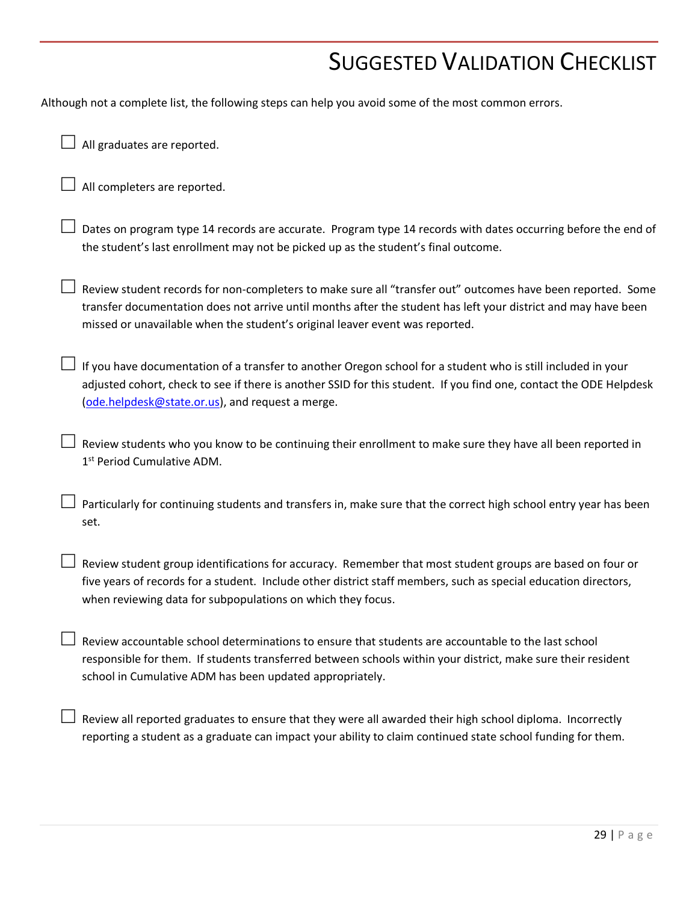# Suggested Validation Checklist

Although not a complete list, the following steps can help you avoid some of the most common errors.

- [ ] All graduates are reported.
- [ ] All completers are reported.
- [ ] Dates on program type 14 records are accurate. Program type 14 records with dates occurring before the end of the student's last enrollment may not be picked up as the student's final outcome.
- [ ] Review student records for non-completers to make sure all "transfer out" outcomes have been reported. Some transfer documentation does not arrive until months after the student has left your district and may have been missed or unavailable when the student's original leaver event was reported.
- [ ] If you have documentation of a transfer to another Oregon school for a student who is still included in your adjusted cohort, check to see if there is another SSID for this student. If you find one, contact the ODE Helpdesk (ode.helpdesk@state.or.us), and request a merge.
- [ ] Review students who you know to be continuing their enrollment to make sure they have all been reported in 1st Period Cumulative ADM.
- [ ] Particularly for continuing students and transfers in, make sure that the correct high school entry year has been set.
- [ ] Review student group identifications for accuracy. Remember that most student groups are based on four or five years of records for a student. Include other district staff members, such as special education directors, when reviewing data for subpopulations on which they focus.
- [ ] Review accountable school determinations to ensure that students are accountable to the last school responsible for them. If students transferred between schools within your district, make sure their resident school in Cumulative ADM has been updated appropriately.
- [ ] Review all reported graduates to ensure that they were all awarded their high school diploma. Incorrectly reporting a student as a graduate can impact your ability to claim continued state school funding for them.